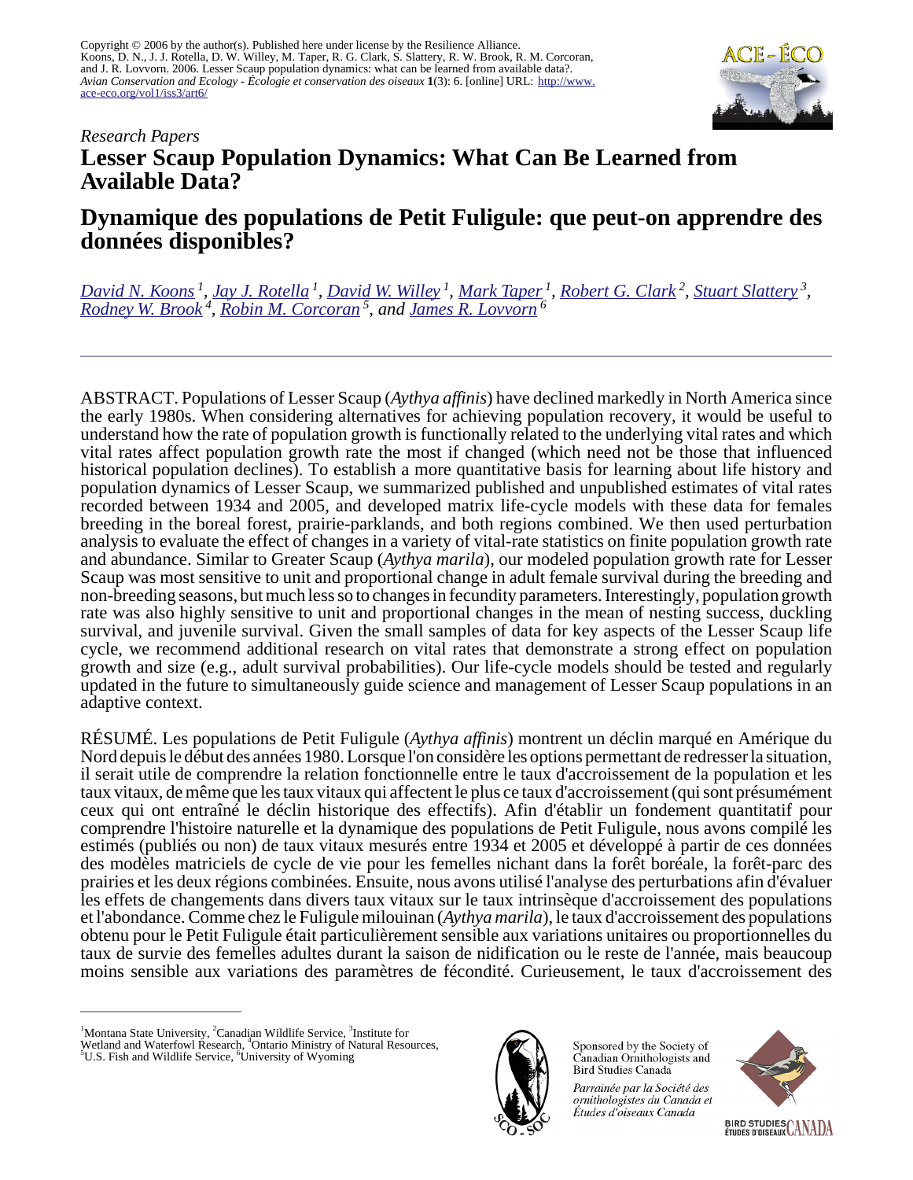Copyright © 2006 by the author(s). Published here under license by the Resilience Alliance.
Koons, D. N., J. J. Rotella, D. W. Willey, M. Taper, R. G. Clark, S. Slattery, R. W. Brook, R. M. Corcoran, and J. R. Lovvorn. 2006. Lesser Scaup population dynamics: what can be learned from available data?. *Avian Conservation and Ecology - Écologie et conservation des oiseaux* **1**(3): 6. [online] URL: http://www.ace-eco.org/vol1/iss3/art6/

*Research Papers*

# Lesser Scaup Population Dynamics: What Can Be Learned from Available Data?

# Dynamique des populations de Petit Fuligule: que peut-on apprendre des données disponibles?

David N. Koons [1], Jay J. Rotella [1], David W. Willey [1], Mark Taper [1], Robert G. Clark [2], Stuart Slattery [3], Rodney W. Brook [4], Robin M. Corcoran [5], and James R. Lovvorn [6]

ABSTRACT. Populations of Lesser Scaup (*Aythya affinis*) have declined markedly in North America since the early 1980s. When considering alternatives for achieving population recovery, it would be useful to understand how the rate of population growth is functionally related to the underlying vital rates and which vital rates affect population growth rate the most if changed (which need not be those that influenced historical population declines). To establish a more quantitative basis for learning about life history and population dynamics of Lesser Scaup, we summarized published and unpublished estimates of vital rates recorded between 1934 and 2005, and developed matrix life-cycle models with these data for females breeding in the boreal forest, prairie-parklands, and both regions combined. We then used perturbation analysis to evaluate the effect of changes in a variety of vital-rate statistics on finite population growth rate and abundance. Similar to Greater Scaup (*Aythya marila*), our modeled population growth rate for Lesser Scaup was most sensitive to unit and proportional change in adult female survival during the breeding and non-breeding seasons, but much less so to changes in fecundity parameters. Interestingly, population growth rate was also highly sensitive to unit and proportional changes in the mean of nesting success, duckling survival, and juvenile survival. Given the small samples of data for key aspects of the Lesser Scaup life cycle, we recommend additional research on vital rates that demonstrate a strong effect on population growth and size (e.g., adult survival probabilities). Our life-cycle models should be tested and regularly updated in the future to simultaneously guide science and management of Lesser Scaup populations in an adaptive context.

RÉSUMÉ. Les populations de Petit Fuligule (*Aythya affinis*) montrent un déclin marqué en Amérique du Nord depuis le début des années 1980. Lorsque l'on considère les options permettant de redresser la situation, il serait utile de comprendre la relation fonctionnelle entre le taux d'accroissement de la population et les taux vitaux, de même que les taux vitaux qui affectent le plus ce taux d'accroissement (qui sont présumément ceux qui ont entraîné le déclin historique des effectifs). Afin d'établir un fondement quantitatif pour comprendre l'histoire naturelle et la dynamique des populations de Petit Fuligule, nous avons compilé les estimés (publiés ou non) de taux vitaux mesurés entre 1934 et 2005 et développé à partir de ces données des modèles matriciels de cycle de vie pour les femelles nichant dans la forêt boréale, la forêt-parc des prairies et les deux régions combinées. Ensuite, nous avons utilisé l'analyse des perturbations afin d'évaluer les effets de changements dans divers taux vitaux sur le taux intrinsèque d'accroissement des populations et l'abondance. Comme chez le Fuligule milouinan (*Aythya marila*), le taux d'accroissement des populations obtenu pour le Petit Fuligule était particulièrement sensible aux variations unitaires ou proportionnelles du taux de survie des femelles adultes durant la saison de nidification ou le reste de l'année, mais beaucoup moins sensible aux variations des paramètres de fécondité. Curieusement, le taux d'accroissement des

[1]Montana State University, [2]Canadian Wildlife Service, [3]Institute for Wetland and Waterfowl Research, [4]Ontario Ministry of Natural Resources, [5]U.S. Fish and Wildlife Service, [6]University of Wyoming

Sponsored by the Society of Canadian Ornithologists and Bird Studies Canada

*Parrainée par la Société des ornithologistes du Canada et Études d'oiseaux Canada*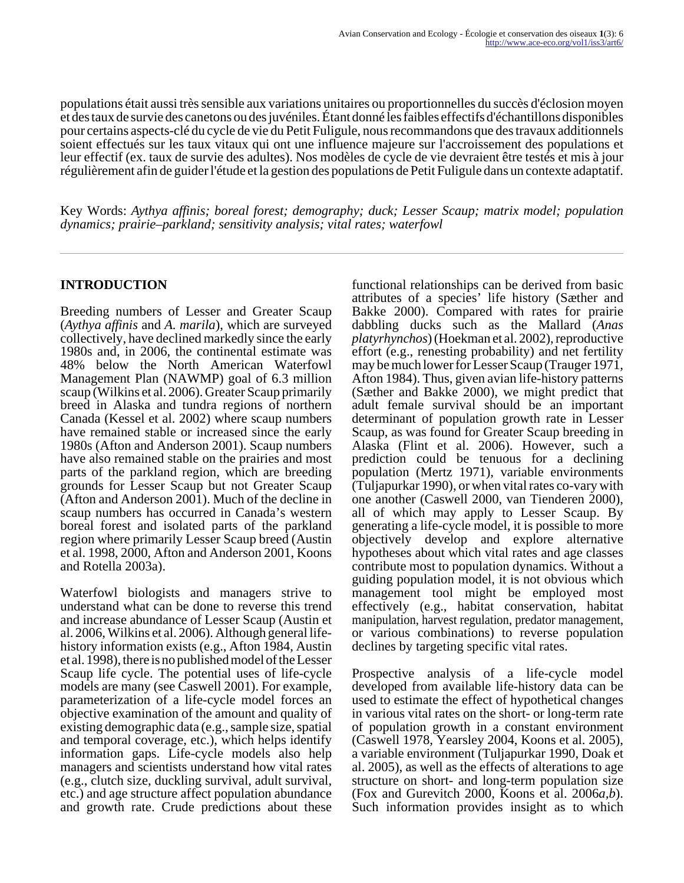populations était aussi très sensible aux variations unitaires ou proportionnelles du succès d'éclosion moyen et des taux de survie des canetons ou des juvéniles. Étant donné les faibles effectifs d'échantillons disponibles pour certains aspects-clé du cycle de vie du Petit Fuligule, nous recommandons que des travaux additionnels soient effectués sur les taux vitaux qui ont une influence majeure sur l'accroissement des populations et leur effectif (ex. taux de survie des adultes). Nos modèles de cycle de vie devraient être testés et mis à jour régulièrement afin de guider l'étude et la gestion des populations de Petit Fuligule dans un contexte adaptatif.

Key Words: *Aythya affinis; boreal forest; demography; duck; Lesser Scaup; matrix model; population dynamics; prairie–parkland; sensitivity analysis; vital rates; waterfowl*

## INTRODUCTION

Breeding numbers of Lesser and Greater Scaup (*Aythya affinis* and *A. marila*), which are surveyed collectively, have declined markedly since the early 1980s and, in 2006, the continental estimate was 48% below the North American Waterfowl Management Plan (NAWMP) goal of 6.3 million scaup (Wilkins et al. 2006). Greater Scaup primarily breed in Alaska and tundra regions of northern Canada (Kessel et al. 2002) where scaup numbers have remained stable or increased since the early 1980s (Afton and Anderson 2001). Scaup numbers have also remained stable on the prairies and most parts of the parkland region, which are breeding grounds for Lesser Scaup but not Greater Scaup (Afton and Anderson 2001). Much of the decline in scaup numbers has occurred in Canada's western boreal forest and isolated parts of the parkland region where primarily Lesser Scaup breed (Austin et al. 1998, 2000, Afton and Anderson 2001, Koons and Rotella 2003a).

Waterfowl biologists and managers strive to understand what can be done to reverse this trend and increase abundance of Lesser Scaup (Austin et al. 2006, Wilkins et al. 2006). Although general life-history information exists (e.g., Afton 1984, Austin et al. 1998), there is no published model of the Lesser Scaup life cycle. The potential uses of life-cycle models are many (see Caswell 2001). For example, parameterization of a life-cycle model forces an objective examination of the amount and quality of existing demographic data (e.g., sample size, spatial and temporal coverage, etc.), which helps identify information gaps. Life-cycle models also help managers and scientists understand how vital rates (e.g., clutch size, duckling survival, adult survival, etc.) and age structure affect population abundance and growth rate. Crude predictions about these functional relationships can be derived from basic attributes of a species' life history (Sæther and Bakke 2000). Compared with rates for prairie dabbling ducks such as the Mallard (*Anas platyrhynchos*) (Hoekman et al. 2002), reproductive effort (e.g., renesting probability) and net fertility may be much lower for Lesser Scaup (Trauger 1971, Afton 1984). Thus, given avian life-history patterns (Sæther and Bakke 2000), we might predict that adult female survival should be an important determinant of population growth rate in Lesser Scaup, as was found for Greater Scaup breeding in Alaska (Flint et al. 2006). However, such a prediction could be tenuous for a declining population (Mertz 1971), variable environments (Tuljapurkar 1990), or when vital rates co-vary with one another (Caswell 2000, van Tienderen 2000), all of which may apply to Lesser Scaup. By generating a life-cycle model, it is possible to more objectively develop and explore alternative hypotheses about which vital rates and age classes contribute most to population dynamics. Without a guiding population model, it is not obvious which management tool might be employed most effectively (e.g., habitat conservation, habitat manipulation, harvest regulation, predator management, or various combinations) to reverse population declines by targeting specific vital rates.

Prospective analysis of a life-cycle model developed from available life-history data can be used to estimate the effect of hypothetical changes in various vital rates on the short- or long-term rate of population growth in a constant environment (Caswell 1978, Yearsley 2004, Koons et al. 2005), a variable environment (Tuljapurkar 1990, Doak et al. 2005), as well as the effects of alterations to age structure on short- and long-term population size (Fox and Gurevitch 2000, Koons et al. 2006*a*,*b*). Such information provides insight as to which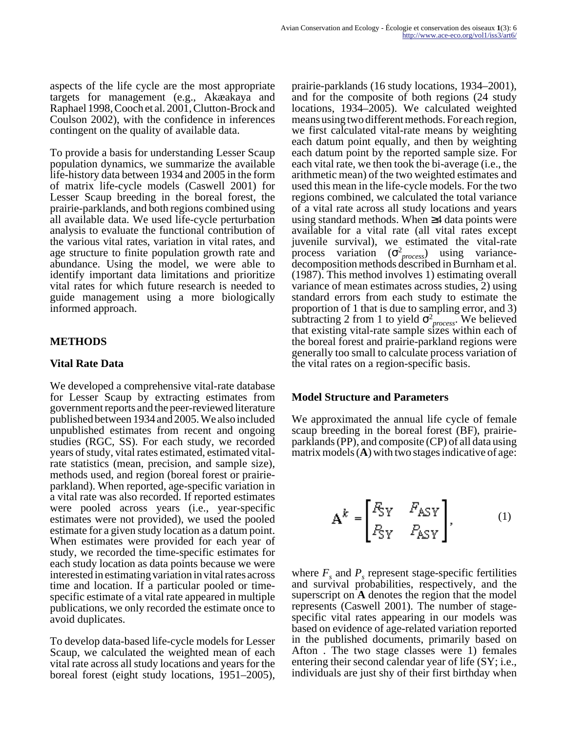aspects of the life cycle are the most appropriate targets for management (e.g., Akæakaya and Raphael 1998, Cooch et al. 2001, Clutton-Brock and Coulson 2002), with the confidence in inferences contingent on the quality of available data.

To provide a basis for understanding Lesser Scaup population dynamics, we summarize the available life-history data between 1934 and 2005 in the form of matrix life-cycle models (Caswell 2001) for Lesser Scaup breeding in the boreal forest, the prairie-parklands, and both regions combined using all available data. We used life-cycle perturbation analysis to evaluate the functional contribution of the various vital rates, variation in vital rates, and age structure to finite population growth rate and abundance. Using the model, we were able to identify important data limitations and prioritize vital rates for which future research is needed to guide management using a more biologically informed approach.

## METHODS

### Vital Rate Data

We developed a comprehensive vital-rate database for Lesser Scaup by extracting estimates from government reports and the peer-reviewed literature published between 1934 and 2005. We also included unpublished estimates from recent and ongoing studies (RGC, SS). For each study, we recorded years of study, vital rates estimated, estimated vital-rate statistics (mean, precision, and sample size), methods used, and region (boreal forest or prairie-parkland). When reported, age-specific variation in a vital rate was also recorded. If reported estimates were pooled across years (i.e., year-specific estimates were not provided), we used the pooled estimate for a given study location as a datum point. When estimates were provided for each year of study, we recorded the time-specific estimates for each study location as data points because we were interested in estimating variation in vital rates across time and location. If a particular pooled or time-specific estimate of a vital rate appeared in multiple publications, we only recorded the estimate once to avoid duplicates.

To develop data-based life-cycle models for Lesser Scaup, we calculated the weighted mean of each vital rate across all study locations and years for the boreal forest (eight study locations, 1951–2005), prairie-parklands (16 study locations, 1934–2001), and for the composite of both regions (24 study locations, 1934–2005). We calculated weighted means using two different methods. For each region, we first calculated vital-rate means by weighting each datum point equally, and then by weighting each datum point by the reported sample size. For each vital rate, we then took the bi-average (i.e., the arithmetic mean) of the two weighted estimates and used this mean in the life-cycle models. For the two regions combined, we calculated the total variance of a vital rate across all study locations and years using standard methods. When ≥4 data points were available for a vital rate (all vital rates except juvenile survival), we estimated the vital-rate process variation ($\sigma^2_{process}$) using variance-decomposition methods described in Burnham et al. (1987). This method involves 1) estimating overall variance of mean estimates across studies, 2) using standard errors from each study to estimate the proportion of 1 that is due to sampling error, and 3) subtracting 2 from 1 to yield $\sigma^2_{process}$. We believed that existing vital-rate sample sizes within each of the boreal forest and prairie-parkland regions were generally too small to calculate process variation of the vital rates on a region-specific basis.

### Model Structure and Parameters

We approximated the annual life cycle of female scaup breeding in the boreal forest (BF), prairie-parklands (PP), and composite (CP) of all data using matrix models (**A**) with two stages indicative of age:

$$\mathbf{A}^k = \begin{bmatrix} F_{SY} & F_{ASY} \\ P_{SY} & P_{ASY} \end{bmatrix}, \qquad (1)$$

where $F_s$ and $P_s$ represent stage-specific fertilities and survival probabilities, respectively, and the superscript on **A** denotes the region that the model represents (Caswell 2001). The number of stage-specific vital rates appearing in our models was based on evidence of age-related variation reported in the published documents, primarily based on Afton . The two stage classes were 1) females entering their second calendar year of life (SY; i.e., individuals are just shy of their first birthday when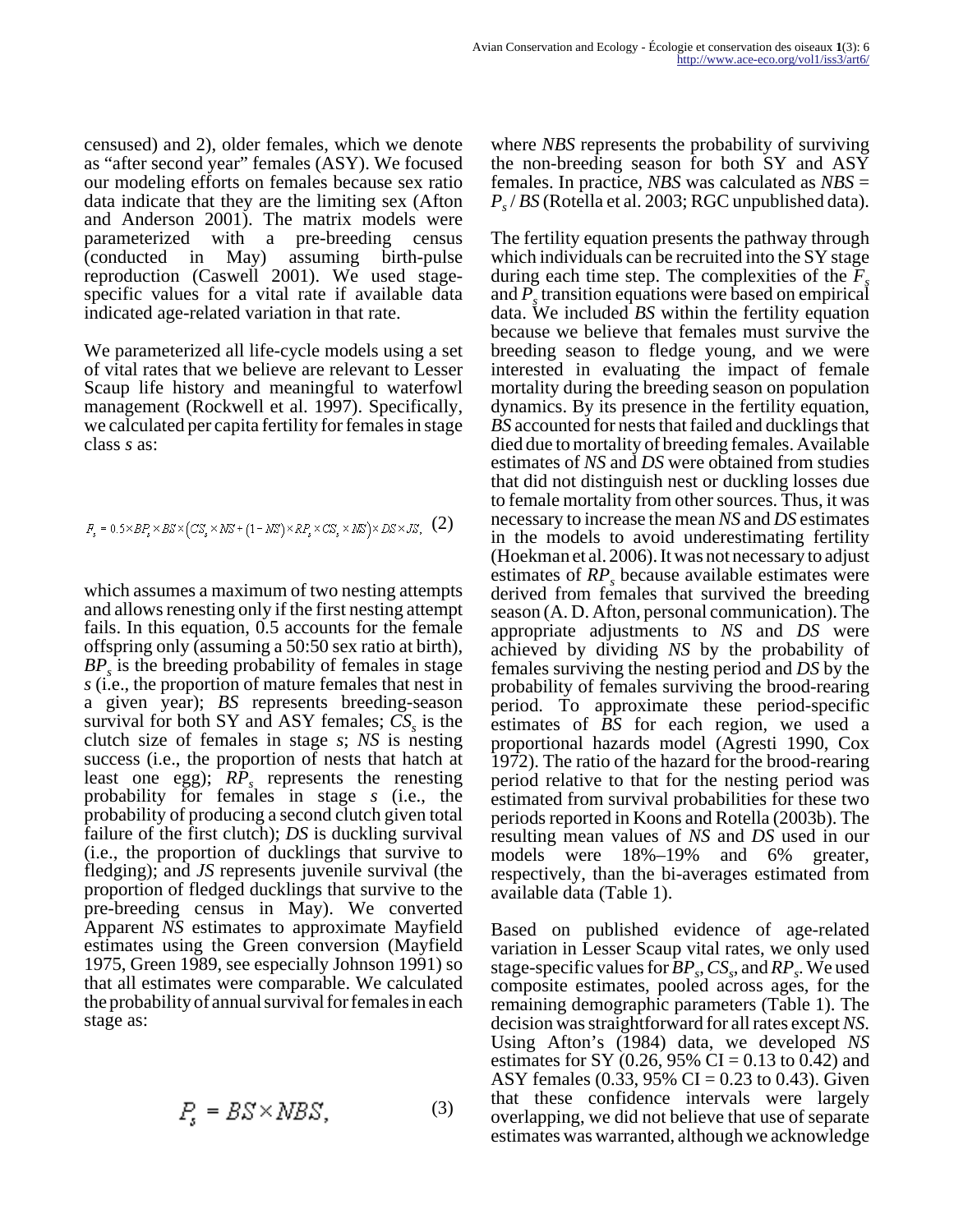censused) and 2), older females, which we denote as “after second year” females (ASY). We focused our modeling efforts on females because sex ratio data indicate that they are the limiting sex (Afton and Anderson 2001). The matrix models were parameterized with a pre-breeding census (conducted in May) assuming birth-pulse reproduction (Caswell 2001). We used stage-specific values for a vital rate if available data indicated age-related variation in that rate.

We parameterized all life-cycle models using a set of vital rates that we believe are relevant to Lesser Scaup life history and meaningful to waterfowl management (Rockwell et al. 1997). Specifically, we calculated per capita fertility for females in stage class *s* as:

$$F_s = 0.5 \times BP_s \times BS \times \left(CS_s \times NS + (1 - NS) \times RP_s \times CS_s \times NS\right) \times DS \times JS, \quad (2)$$

which assumes a maximum of two nesting attempts and allows renesting only if the first nesting attempt fails. In this equation, 0.5 accounts for the female offspring only (assuming a 50:50 sex ratio at birth), $BP_s$ is the breeding probability of females in stage *s* (i.e., the proportion of mature females that nest in a given year); *BS* represents breeding-season survival for both SY and ASY females; $CS_s$ is the clutch size of females in stage *s*; *NS* is nesting success (i.e., the proportion of nests that hatch at least one egg); $RP_s$ represents the renesting probability for females in stage *s* (i.e., the probability of producing a second clutch given total failure of the first clutch); *DS* is duckling survival (i.e., the proportion of ducklings that survive to fledging); and *JS* represents juvenile survival (the proportion of fledged ducklings that survive to the pre-breeding census in May). We converted Apparent *NS* estimates to approximate Mayfield estimates using the Green conversion (Mayfield 1975, Green 1989, see especially Johnson 1991) so that all estimates were comparable. We calculated the probability of annual survival for females in each stage as:

$$P_s = BS \times NBS, \quad (3)$$

where *NBS* represents the probability of surviving the non-breeding season for both SY and ASY females. In practice, *NBS* was calculated as $NBS = P_s / BS$ (Rotella et al. 2003; RGC unpublished data).

The fertility equation presents the pathway through which individuals can be recruited into the SY stage during each time step. The complexities of the $F_s$ and $P_s$ transition equations were based on empirical data. We included *BS* within the fertility equation because we believe that females must survive the breeding season to fledge young, and we were interested in evaluating the impact of female mortality during the breeding season on population dynamics. By its presence in the fertility equation, *BS* accounted for nests that failed and ducklings that died due to mortality of breeding females. Available estimates of *NS* and *DS* were obtained from studies that did not distinguish nest or duckling losses due to female mortality from other sources. Thus, it was necessary to increase the mean *NS* and *DS* estimates in the models to avoid underestimating fertility (Hoekman et al. 2006). It was not necessary to adjust estimates of $RP_s$ because available estimates were derived from females that survived the breeding season (A. D. Afton, personal communication). The appropriate adjustments to *NS* and *DS* were achieved by dividing *NS* by the probability of females surviving the nesting period and *DS* by the probability of females surviving the brood-rearing period. To approximate these period-specific estimates of *BS* for each region, we used a proportional hazards model (Agresti 1990, Cox 1972). The ratio of the hazard for the brood-rearing period relative to that for the nesting period was estimated from survival probabilities for these two periods reported in Koons and Rotella (2003b). The resulting mean values of *NS* and *DS* used in our models were 18%–19% and 6% greater, respectively, than the bi-averages estimated from available data (Table 1).

Based on published evidence of age-related variation in Lesser Scaup vital rates, we only used stage-specific values for $BP_s$, $CS_s$, and $RP_s$. We used composite estimates, pooled across ages, for the remaining demographic parameters (Table 1). The decision was straightforward for all rates except *NS*. Using Afton’s (1984) data, we developed *NS* estimates for SY (0.26, 95% CI = 0.13 to 0.42) and ASY females (0.33, 95% CI = 0.23 to 0.43). Given that these confidence intervals were largely overlapping, we did not believe that use of separate estimates was warranted, although we acknowledge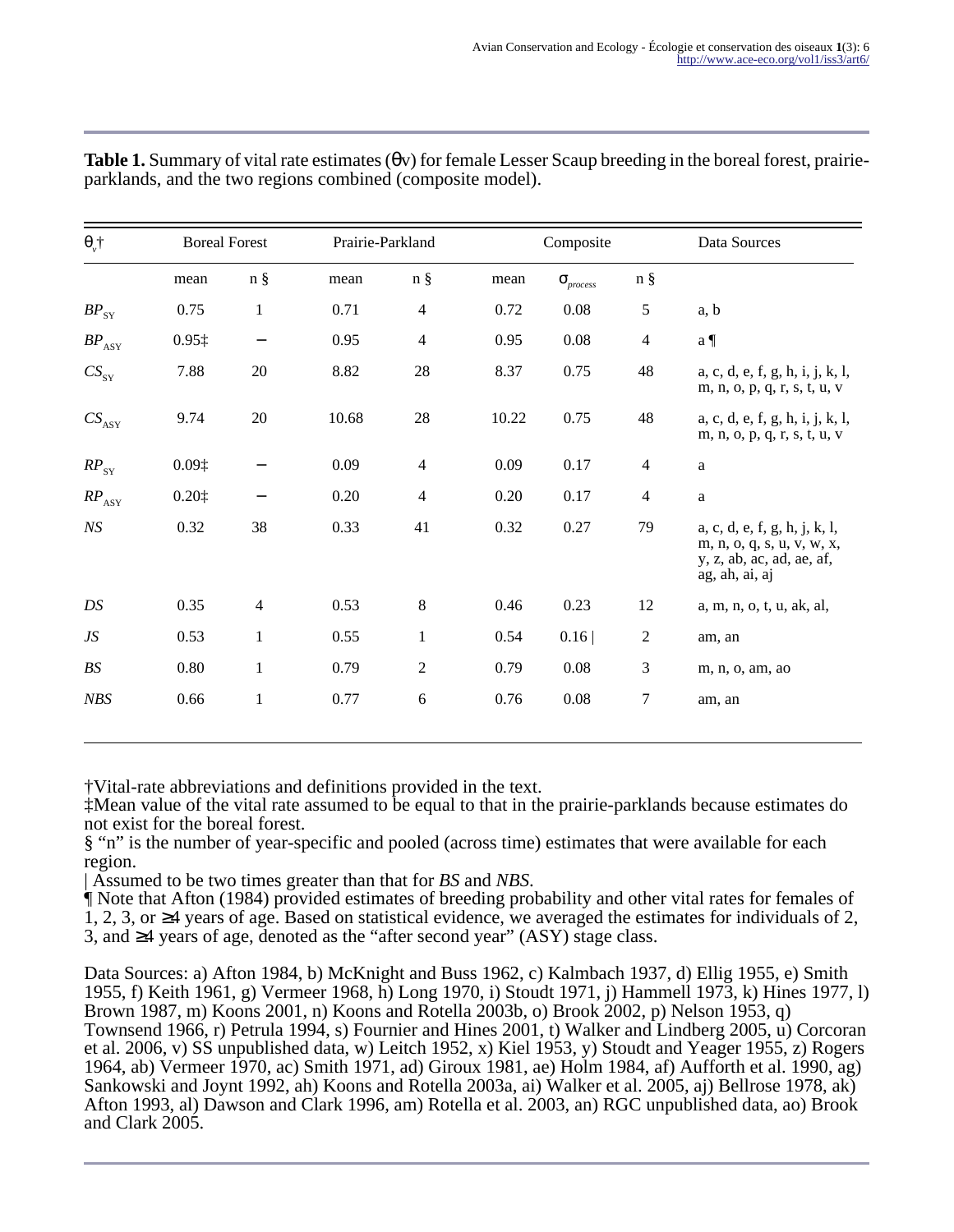**Table 1.** Summary of vital rate estimates ($\theta v$) for female Lesser Scaup breeding in the boreal forest, prairie-parklands, and the two regions combined (composite model).

| $\theta_v$† | Boreal Forest | | Prairie-Parkland | | Composite | | | Data Sources |
|---|---|---|---|---|---|---|---|---|
| | mean | n § | mean | n § | mean | $\sigma_{process}$ | n § | |
| $BP_{SY}$ | 0.75 | 1 | 0.71 | 4 | 0.72 | 0.08 | 5 | a, b |
| $BP_{ASY}$ | 0.95‡ | – | 0.95 | 4 | 0.95 | 0.08 | 4 | a ¶ |
| $CS_{SY}$ | 7.88 | 20 | 8.82 | 28 | 8.37 | 0.75 | 48 | a, c, d, e, f, g, h, i, j, k, l, m, n, o, p, q, r, s, t, u, v |
| $CS_{ASY}$ | 9.74 | 20 | 10.68 | 28 | 10.22 | 0.75 | 48 | a, c, d, e, f, g, h, i, j, k, l, m, n, o, p, q, r, s, t, u, v |
| $RP_{SY}$ | 0.09‡ | – | 0.09 | 4 | 0.09 | 0.17 | 4 | a |
| $RP_{ASY}$ | 0.20‡ | – | 0.20 | 4 | 0.20 | 0.17 | 4 | a |
| *NS* | 0.32 | 38 | 0.33 | 41 | 0.32 | 0.27 | 79 | a, c, d, e, f, g, h, j, k, l, m, n, o, q, s, u, v, w, x, y, z, ab, ac, ad, ae, af, ag, ah, ai, aj |
| *DS* | 0.35 | 4 | 0.53 | 8 | 0.46 | 0.23 | 12 | a, m, n, o, t, u, ak, al, |
| *JS* | 0.53 | 1 | 0.55 | 1 | 0.54 | 0.16 \| | 2 | am, an |
| *BS* | 0.80 | 1 | 0.79 | 2 | 0.79 | 0.08 | 3 | m, n, o, am, ao |
| *NBS* | 0.66 | 1 | 0.77 | 6 | 0.76 | 0.08 | 7 | am, an |

†Vital-rate abbreviations and definitions provided in the text.
‡Mean value of the vital rate assumed to be equal to that in the prairie-parklands because estimates do not exist for the boreal forest.
§ "n" is the number of year-specific and pooled (across time) estimates that were available for each region.
| Assumed to be two times greater than that for *BS* and *NBS*.
¶ Note that Afton (1984) provided estimates of breeding probability and other vital rates for females of 1, 2, 3, or ≥4 years of age. Based on statistical evidence, we averaged the estimates for individuals of 2, 3, and ≥4 years of age, denoted as the "after second year" (ASY) stage class.

Data Sources: a) Afton 1984, b) McKnight and Buss 1962, c) Kalmbach 1937, d) Ellig 1955, e) Smith 1955, f) Keith 1961, g) Vermeer 1968, h) Long 1970, i) Stoudt 1971, j) Hammell 1973, k) Hines 1977, l) Brown 1987, m) Koons 2001, n) Koons and Rotella 2003b, o) Brook 2002, p) Nelson 1953, q) Townsend 1966, r) Petrula 1994, s) Fournier and Hines 2001, t) Walker and Lindberg 2005, u) Corcoran et al. 2006, v) SS unpublished data, w) Leitch 1952, x) Kiel 1953, y) Stoudt and Yeager 1955, z) Rogers 1964, ab) Vermeer 1970, ac) Smith 1971, ad) Giroux 1981, ae) Holm 1984, af) Aufforth et al. 1990, ag) Sankowski and Joynt 1992, ah) Koons and Rotella 2003a, ai) Walker et al. 2005, aj) Bellrose 1978, ak) Afton 1993, al) Dawson and Clark 1996, am) Rotella et al. 2003, an) RGC unpublished data, ao) Brook and Clark 2005.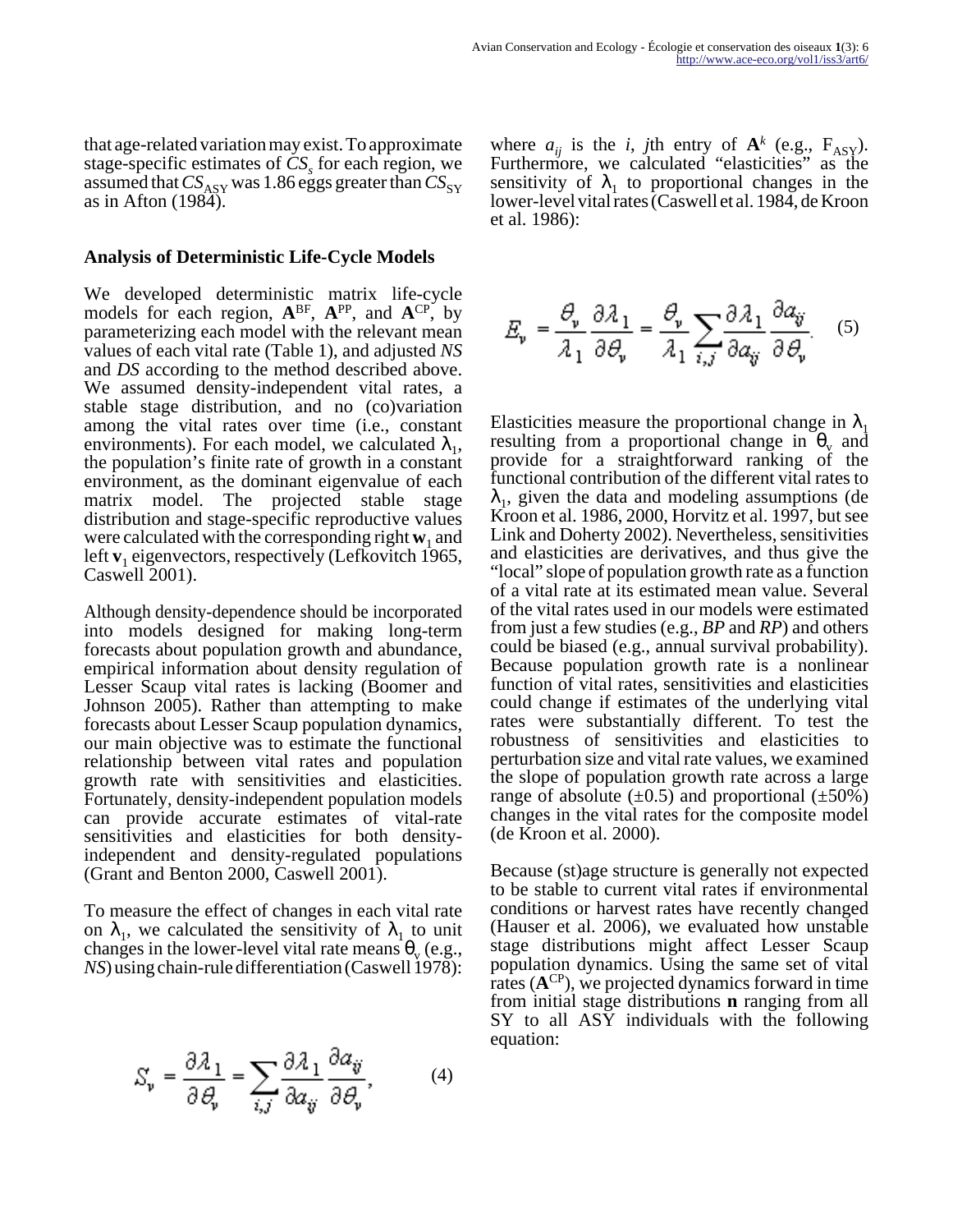that age-related variation may exist. To approximate stage-specific estimates of $CS_s$ for each region, we assumed that $CS_{ASY}$ was 1.86 eggs greater than $CS_{SY}$ as in Afton (1984).

### Analysis of Deterministic Life-Cycle Models

We developed deterministic matrix life-cycle models for each region, $\mathbf{A}^{BF}$, $\mathbf{A}^{PP}$, and $\mathbf{A}^{CP}$, by parameterizing each model with the relevant mean values of each vital rate (Table 1), and adjusted *NS* and *DS* according to the method described above. We assumed density-independent vital rates, a stable stage distribution, and no (co)variation among the vital rates over time (i.e., constant environments). For each model, we calculated $\lambda_1$, the population's finite rate of growth in a constant environment, as the dominant eigenvalue of each matrix model. The projected stable stage distribution and stage-specific reproductive values were calculated with the corresponding right $\mathbf{w}_1$ and left $\mathbf{v}_1$ eigenvectors, respectively (Lefkovitch 1965, Caswell 2001).

Although density-dependence should be incorporated into models designed for making long-term forecasts about population growth and abundance, empirical information about density regulation of Lesser Scaup vital rates is lacking (Boomer and Johnson 2005). Rather than attempting to make forecasts about Lesser Scaup population dynamics, our main objective was to estimate the functional relationship between vital rates and population growth rate with sensitivities and elasticities. Fortunately, density-independent population models can provide accurate estimates of vital-rate sensitivities and elasticities for both density-independent and density-regulated populations (Grant and Benton 2000, Caswell 2001).

To measure the effect of changes in each vital rate on $\lambda_1$, we calculated the sensitivity of $\lambda_1$ to unit changes in the lower-level vital rate means $\theta_v$ (e.g., *NS*) using chain-rule differentiation (Caswell 1978):

$$S_v = \frac{\partial \lambda_1}{\partial \theta_v} = \sum_{i,j} \frac{\partial \lambda_1}{\partial a_{ij}} \frac{\partial a_{ij}}{\partial \theta_v}, \qquad (4)$$

where $a_{ij}$ is the *i*, *j*th entry of $\mathbf{A}^k$ (e.g., $F_{ASY}$). Furthermore, we calculated "elasticities" as the sensitivity of $\lambda_1$ to proportional changes in the lower-level vital rates (Caswell et al. 1984, de Kroon et al. 1986):

$$E_v = \frac{\theta_v}{\lambda_1} \frac{\partial \lambda_1}{\partial \theta_v} = \frac{\theta_v}{\lambda_1} \sum_{i,j} \frac{\partial \lambda_1}{\partial a_{ij}} \frac{\partial a_{ij}}{\partial \theta_v}. \qquad (5)$$

Elasticities measure the proportional change in $\lambda_1$ resulting from a proportional change in $\theta_v$ and provide for a straightforward ranking of the functional contribution of the different vital rates to $\lambda_1$, given the data and modeling assumptions (de Kroon et al. 1986, 2000, Horvitz et al. 1997, but see Link and Doherty 2002). Nevertheless, sensitivities and elasticities are derivatives, and thus give the "local" slope of population growth rate as a function of a vital rate at its estimated mean value. Several of the vital rates used in our models were estimated from just a few studies (e.g., *BP* and *RP*) and others could be biased (e.g., annual survival probability). Because population growth rate is a nonlinear function of vital rates, sensitivities and elasticities could change if estimates of the underlying vital rates were substantially different. To test the robustness of sensitivities and elasticities to perturbation size and vital rate values, we examined the slope of population growth rate across a large range of absolute (±0.5) and proportional (±50%) changes in the vital rates for the composite model (de Kroon et al. 2000).

Because (st)age structure is generally not expected to be stable to current vital rates if environmental conditions or harvest rates have recently changed (Hauser et al. 2006), we evaluated how unstable stage distributions might affect Lesser Scaup population dynamics. Using the same set of vital rates ($\mathbf{A}^{CP}$), we projected dynamics forward in time from initial stage distributions $\mathbf{n}$ ranging from all SY to all ASY individuals with the following equation: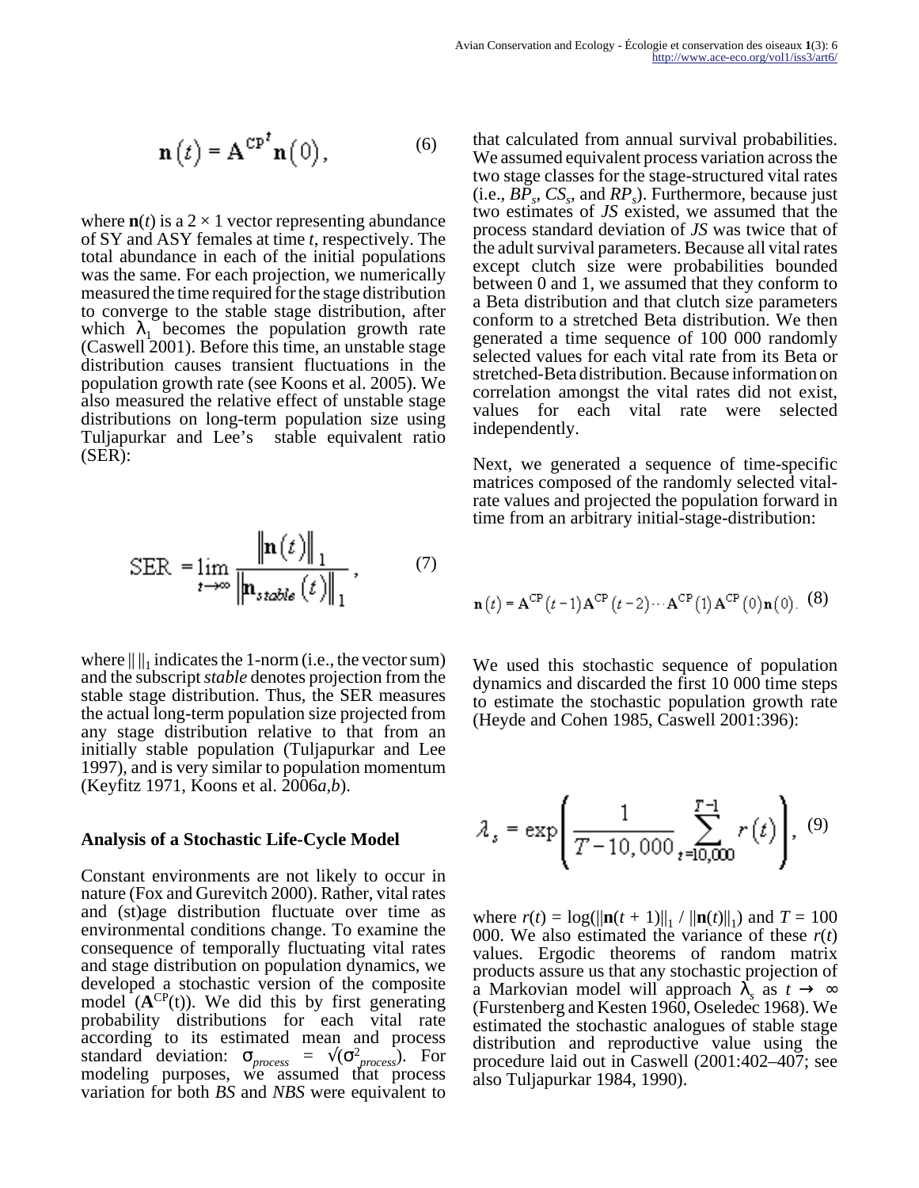$$\mathbf{n}(t) = \mathbf{A}^{\mathrm{CP}^t}\mathbf{n}(0), \qquad (6)$$

where $\mathbf{n}(t)$ is a $2 \times 1$ vector representing abundance of SY and ASY females at time $t$, respectively. The total abundance in each of the initial populations was the same. For each projection, we numerically measured the time required for the stage distribution to converge to the stable stage distribution, after which $\lambda_1$ becomes the population growth rate (Caswell 2001). Before this time, an unstable stage distribution causes transient fluctuations in the population growth rate (see Koons et al. 2005). We also measured the relative effect of unstable stage distributions on long-term population size using Tuljapurkar and Lee's stable equivalent ratio (SER):

$$\mathrm{SER} = \lim_{t \to \infty} \frac{\left\|\mathbf{n}(t)\right\|_1}{\left\|\mathbf{n}_{stable}(t)\right\|_1}, \qquad (7)$$

where $\| \|_1$ indicates the 1-norm (i.e., the vector sum) and the subscript *stable* denotes projection from the stable stage distribution. Thus, the SER measures the actual long-term population size projected from any stage distribution relative to that from an initially stable population (Tuljapurkar and Lee 1997), and is very similar to population momentum (Keyfitz 1971, Koons et al. 2006*a,b*).

### Analysis of a Stochastic Life-Cycle Model

Constant environments are not likely to occur in nature (Fox and Gurevitch 2000). Rather, vital rates and (st)age distribution fluctuate over time as environmental conditions change. To examine the consequence of temporally fluctuating vital rates and stage distribution on population dynamics, we developed a stochastic version of the composite model ($\mathbf{A}^{\mathrm{CP}}(t)$). We did this by first generating probability distributions for each vital rate according to its estimated mean and process standard deviation: $\sigma_{process} = \sqrt{(\sigma^2_{process})}$. For modeling purposes, we assumed that process variation for both *BS* and *NBS* were equivalent to that calculated from annual survival probabilities. We assumed equivalent process variation across the two stage classes for the stage-structured vital rates (i.e., $BP_s$, $CS_s$, and $RP_s$). Furthermore, because just two estimates of *JS* existed, we assumed that the process standard deviation of *JS* was twice that of the adult survival parameters. Because all vital rates except clutch size were probabilities bounded between 0 and 1, we assumed that they conform to a Beta distribution and that clutch size parameters conform to a stretched Beta distribution. We then generated a time sequence of 100 000 randomly selected values for each vital rate from its Beta or stretched-Beta distribution. Because information on correlation amongst the vital rates did not exist, values for each vital rate were selected independently.

Next, we generated a sequence of time-specific matrices composed of the randomly selected vital-rate values and projected the population forward in time from an arbitrary initial-stage-distribution:

$$\mathbf{n}(t) = \mathbf{A}^{\mathrm{CP}}(t-1)\mathbf{A}^{\mathrm{CP}}(t-2)\cdots\mathbf{A}^{\mathrm{CP}}(1)\mathbf{A}^{\mathrm{CP}}(0)\mathbf{n}(0). \qquad (8)$$

We used this stochastic sequence of population dynamics and discarded the first 10 000 time steps to estimate the stochastic population growth rate (Heyde and Cohen 1985, Caswell 2001:396):

$$\lambda_s = \exp\left(\frac{1}{T - 10,000}\sum_{t=10,000}^{T-1} r(t)\right), \qquad (9)$$

where $r(t) = \log(\|\mathbf{n}(t+1)\|_1 / \|\mathbf{n}(t)\|_1)$ and $T = 100\ 000$. We also estimated the variance of these $r(t)$ values. Ergodic theorems of random matrix products assure us that any stochastic projection of a Markovian model will approach $\lambda_s$ as $t \to \infty$ (Furstenberg and Kesten 1960, Oseledec 1968). We estimated the stochastic analogues of stable stage distribution and reproductive value using the procedure laid out in Caswell (2001:402–407; see also Tuljapurkar 1984, 1990).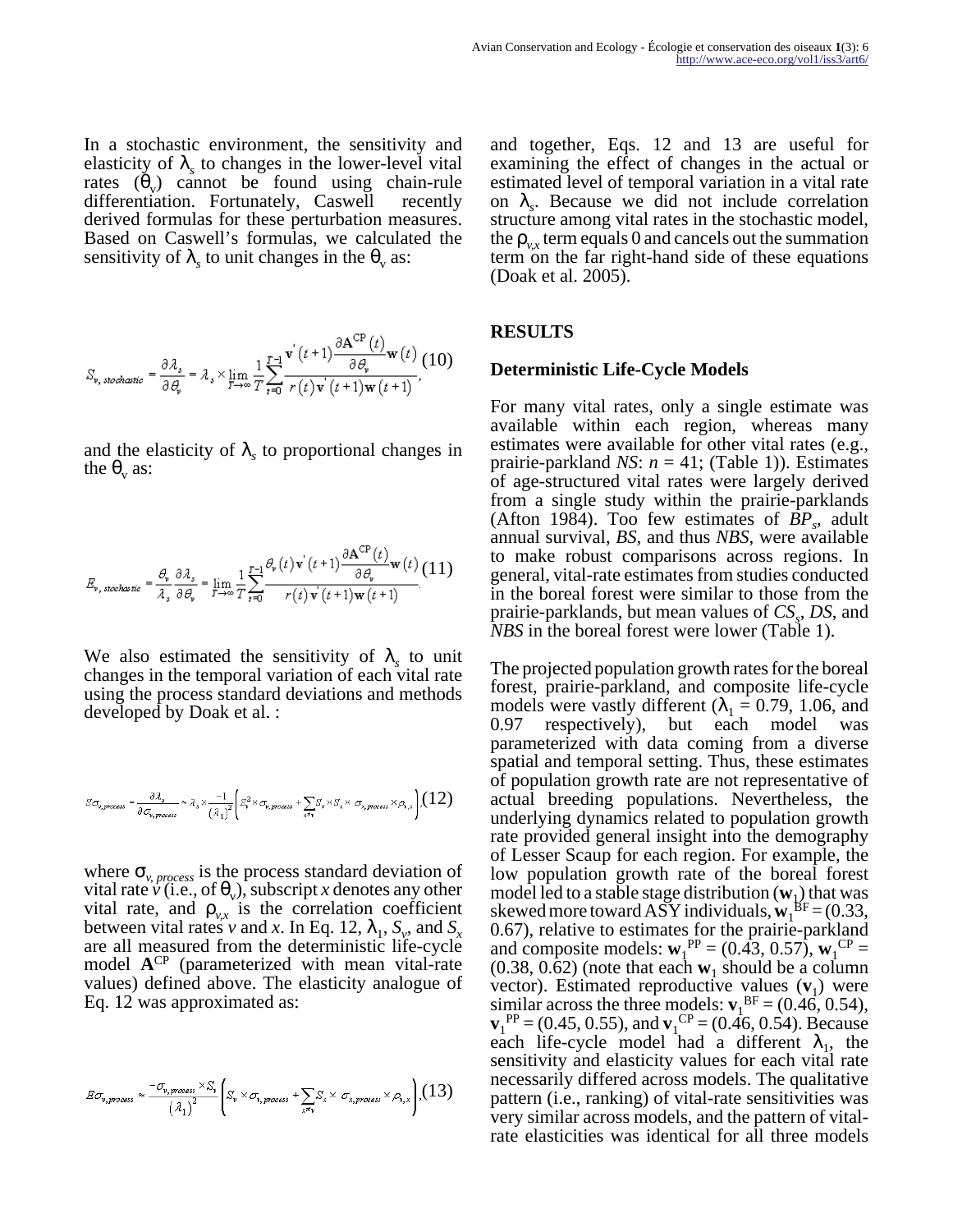In a stochastic environment, the sensitivity and elasticity of $\lambda_s$ to changes in the lower-level vital rates ($\theta_v$) cannot be found using chain-rule differentiation. Fortunately, Caswell recently derived formulas for these perturbation measures. Based on Caswell's formulas, we calculated the sensitivity of $\lambda_s$ to unit changes in the $\theta_v$ as:

$$S_{v,\,stochastic} = \frac{\partial \lambda_s}{\partial \theta_v} = \lambda_s \times \lim_{T\to\infty} \frac{1}{T}\sum_{t=0}^{T-1} \frac{\mathbf{v}'(t+1)\dfrac{\partial \mathbf{A}^{CP}(t)}{\partial \theta_v}\mathbf{w}(t)}{r(t)\mathbf{v}'(t+1)\mathbf{w}(t+1)}, \quad (10)$$

and the elasticity of $\lambda_s$ to proportional changes in the $\theta_v$ as:

$$E_{v,\,stochastic} = \frac{\theta_v}{\lambda_s}\frac{\partial \lambda_s}{\partial \theta_v} = \lim_{T\to\infty} \frac{1}{T}\sum_{t=0}^{T-1} \frac{\theta_v(t)\mathbf{v}'(t+1)\dfrac{\partial \mathbf{A}^{CP}(t)}{\partial \theta_v}\mathbf{w}(t)}{r(t)\mathbf{v}'(t+1)\mathbf{w}(t+1)}. \quad (11)$$

We also estimated the sensitivity of $\lambda_s$ to unit changes in the temporal variation of each vital rate using the process standard deviations and methods developed by Doak et al. :

$$S\sigma_{v,process} = \frac{\partial \lambda_s}{\partial \sigma_{v,process}} \approx \lambda_s \times \frac{-1}{(\lambda_1)^2}\left(S_v^2 \times \sigma_{v,process} + \sum_{x \neq v} S_v \times S_x \times \sigma_{x,process} \times \rho_{v,x}\right), \quad (12)$$

where $\sigma_{v,\,process}$ is the process standard deviation of vital rate $v$ (i.e., of $\theta_v$), subscript $x$ denotes any other vital rate, and $\rho_{v,x}$ is the correlation coefficient between vital rates $v$ and $x$. In Eq. 12, $\lambda_1$, $S_v$, and $S_x$ are all measured from the deterministic life-cycle model $\mathbf{A}^{CP}$ (parameterized with mean vital-rate values) defined above. The elasticity analogue of Eq. 12 was approximated as:

$$E\sigma_{v,process} \approx \frac{-\sigma_{v,process} \times S_v}{(\lambda_1)^2}\left(S_v \times \sigma_{v,process} + \sum_{x \neq v} S_x \times \sigma_{x,process} \times \rho_{v,x}\right), \quad (13)$$

and together, Eqs. 12 and 13 are useful for examining the effect of changes in the actual or estimated level of temporal variation in a vital rate on $\lambda_s$. Because we did not include correlation structure among vital rates in the stochastic model, the $\rho_{v,x}$ term equals 0 and cancels out the summation term on the far right-hand side of these equations (Doak et al. 2005).

## RESULTS

### Deterministic Life-Cycle Models

For many vital rates, only a single estimate was available within each region, whereas many estimates were available for other vital rates (e.g., prairie-parkland *NS*: $n = 41$; (Table 1)). Estimates of age-structured vital rates were largely derived from a single study within the prairie-parklands (Afton 1984). Too few estimates of $BP_s$, adult annual survival, *BS*, and thus *NBS*, were available to make robust comparisons across regions. In general, vital-rate estimates from studies conducted in the boreal forest were similar to those from the prairie-parklands, but mean values of $CS_s$, *DS*, and *NBS* in the boreal forest were lower (Table 1).

The projected population growth rates for the boreal forest, prairie-parkland, and composite life-cycle models were vastly different ($\lambda_1$ = 0.79, 1.06, and 0.97 respectively), but each model was parameterized with data coming from a diverse spatial and temporal setting. Thus, these estimates of population growth rate are not representative of actual breeding populations. Nevertheless, the underlying dynamics related to population growth rate provided general insight into the demography of Lesser Scaup for each region. For example, the low population growth rate of the boreal forest model led to a stable stage distribution ($\mathbf{w}_1$) that was skewed more toward ASY individuals, $\mathbf{w}_1^{BF} = (0.33, 0.67)$, relative to estimates for the prairie-parkland and composite models: $\mathbf{w}_1^{PP} = (0.43, 0.57)$, $\mathbf{w}_1^{CP} = (0.38, 0.62)$ (note that each $\mathbf{w}_1$ should be a column vector). Estimated reproductive values ($\mathbf{v}_1$) were similar across the three models: $\mathbf{v}_1^{BF} = (0.46, 0.54)$, $\mathbf{v}_1^{PP} = (0.45, 0.55)$, and $\mathbf{v}_1^{CP} = (0.46, 0.54)$. Because each life-cycle model had a different $\lambda_1$, the sensitivity and elasticity values for each vital rate necessarily differed across models. The qualitative pattern (i.e., ranking) of vital-rate sensitivities was very similar across models, and the pattern of vital-rate elasticities was identical for all three models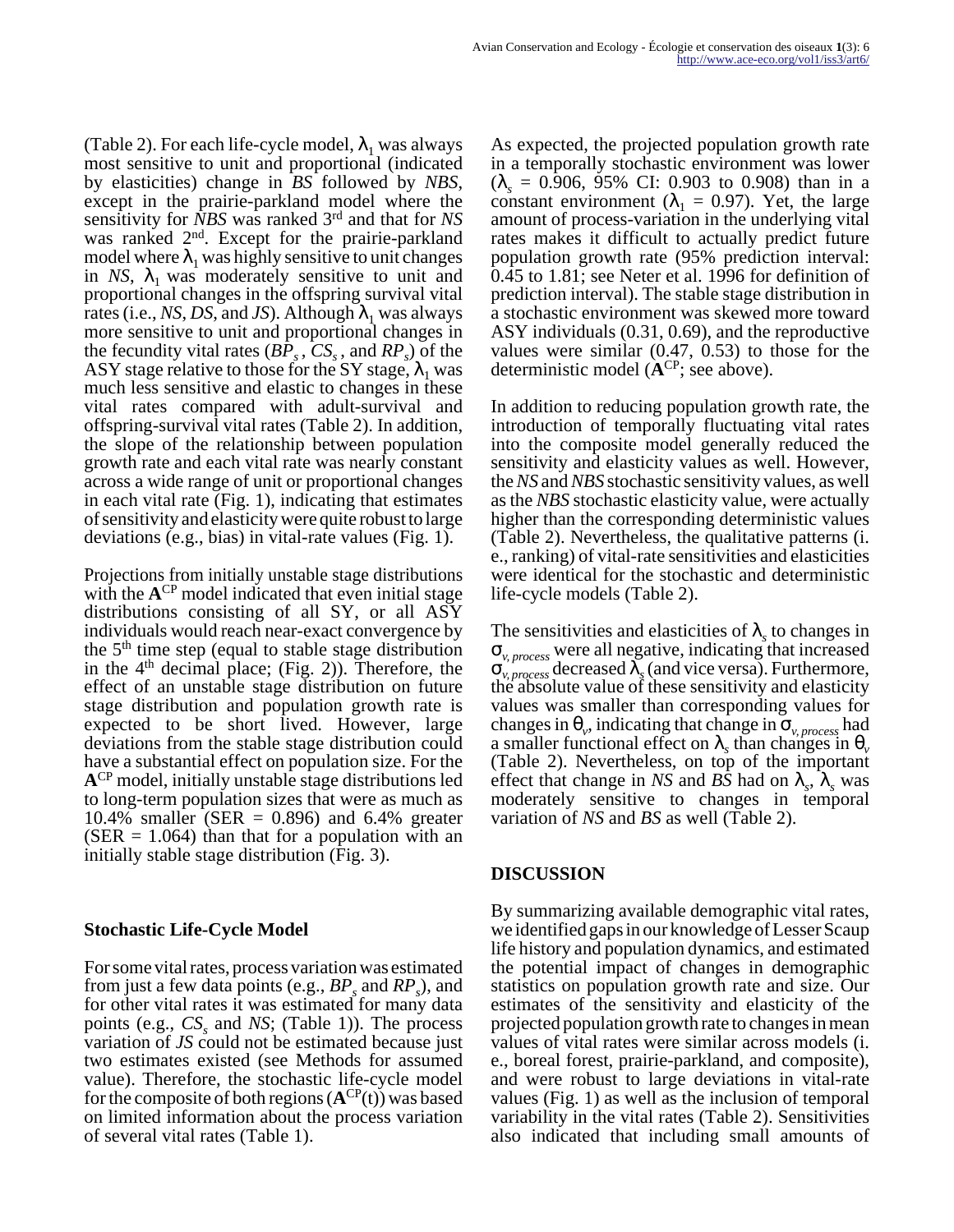(Table 2). For each life-cycle model, $\lambda_1$ was always most sensitive to unit and proportional (indicated by elasticities) change in *BS* followed by *NBS*, except in the prairie-parkland model where the sensitivity for *NBS* was ranked 3[rd] and that for *NS* was ranked 2[nd]. Except for the prairie-parkland model where $\lambda_1$ was highly sensitive to unit changes in *NS*, $\lambda_1$ was moderately sensitive to unit and proportional changes in the offspring survival vital rates (i.e., *NS*, *DS*, and *JS*). Although $\lambda_1$ was always more sensitive to unit and proportional changes in the fecundity vital rates ($BP_s$, $CS_s$, and $RP_s$) of the ASY stage relative to those for the SY stage, $\lambda_1$ was much less sensitive and elastic to changes in these vital rates compared with adult-survival and offspring-survival vital rates (Table 2). In addition, the slope of the relationship between population growth rate and each vital rate was nearly constant across a wide range of unit or proportional changes in each vital rate (Fig. 1), indicating that estimates of sensitivity and elasticity were quite robust to large deviations (e.g., bias) in vital-rate values (Fig. 1).

Projections from initially unstable stage distributions with the $\mathbf{A}^{CP}$ model indicated that even initial stage distributions consisting of all SY, or all ASY individuals would reach near-exact convergence by the 5[th] time step (equal to stable stage distribution in the 4[th] decimal place; (Fig. 2)). Therefore, the effect of an unstable stage distribution on future stage distribution and population growth rate is expected to be short lived. However, large deviations from the stable stage distribution could have a substantial effect on population size. For the $\mathbf{A}^{CP}$ model, initially unstable stage distributions led to long-term population sizes that were as much as 10.4% smaller (SER = 0.896) and 6.4% greater (SER = 1.064) than that for a population with an initially stable stage distribution (Fig. 3).

### Stochastic Life-Cycle Model

For some vital rates, process variation was estimated from just a few data points (e.g., $BP_s$ and $RP_s$), and for other vital rates it was estimated for many data points (e.g., $CS_s$ and *NS*; (Table 1)). The process variation of *JS* could not be estimated because just two estimates existed (see Methods for assumed value). Therefore, the stochastic life-cycle model for the composite of both regions ($\mathbf{A}^{CP}(t)$) was based on limited information about the process variation of several vital rates (Table 1).

As expected, the projected population growth rate in a temporally stochastic environment was lower ($\lambda_s$ = 0.906, 95% CI: 0.903 to 0.908) than in a constant environment ($\lambda_1$ = 0.97). Yet, the large amount of process-variation in the underlying vital rates makes it difficult to actually predict future population growth rate (95% prediction interval: 0.45 to 1.81; see Neter et al. 1996 for definition of prediction interval). The stable stage distribution in a stochastic environment was skewed more toward ASY individuals (0.31, 0.69), and the reproductive values were similar (0.47, 0.53) to those for the deterministic model ($\mathbf{A}^{CP}$; see above).

In addition to reducing population growth rate, the introduction of temporally fluctuating vital rates into the composite model generally reduced the sensitivity and elasticity values as well. However, the *NS* and *NBS* stochastic sensitivity values, as well as the *NBS* stochastic elasticity value, were actually higher than the corresponding deterministic values (Table 2). Nevertheless, the qualitative patterns (i. e., ranking) of vital-rate sensitivities and elasticities were identical for the stochastic and deterministic life-cycle models (Table 2).

The sensitivities and elasticities of $\lambda_s$ to changes in $\sigma_{v, process}$ were all negative, indicating that increased $\sigma_{v, process}$ decreased $\lambda_s$ (and vice versa). Furthermore, the absolute value of these sensitivity and elasticity values was smaller than corresponding values for changes in $\theta_v$, indicating that change in $\sigma_{v, process}$ had a smaller functional effect on $\lambda_s$ than changes in $\theta_v$ (Table 2). Nevertheless, on top of the important effect that change in *NS* and *BS* had on $\lambda_s$, $\lambda_s$ was moderately sensitive to changes in temporal variation of *NS* and *BS* as well (Table 2).

## DISCUSSION

By summarizing available demographic vital rates, we identified gaps in our knowledge of Lesser Scaup life history and population dynamics, and estimated the potential impact of changes in demographic statistics on population growth rate and size. Our estimates of the sensitivity and elasticity of the projected population growth rate to changes in mean values of vital rates were similar across models (i. e., boreal forest, prairie-parkland, and composite), and were robust to large deviations in vital-rate values (Fig. 1) as well as the inclusion of temporal variability in the vital rates (Table 2). Sensitivities also indicated that including small amounts of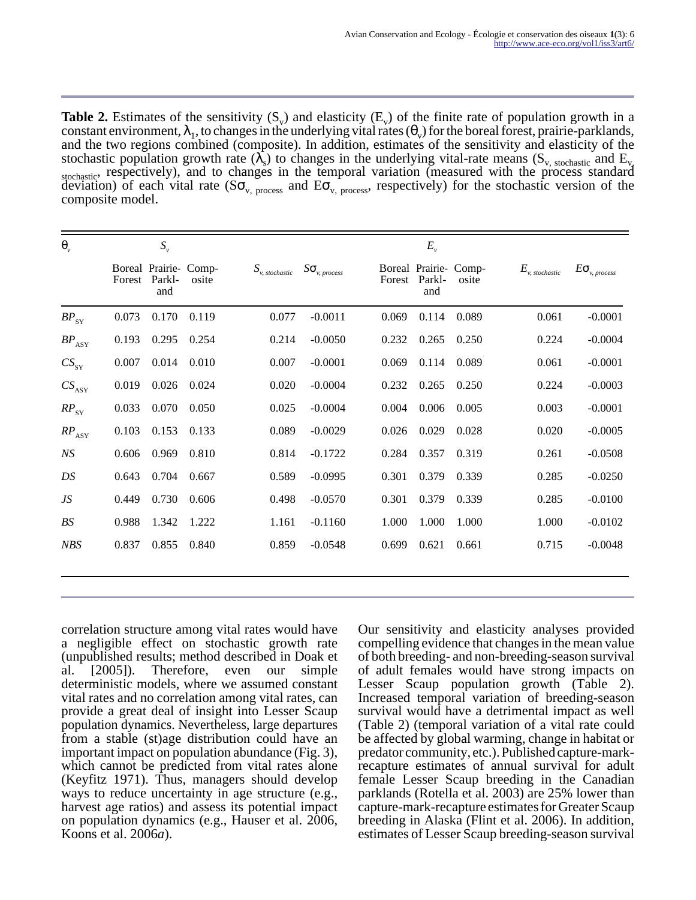**Table 2.** Estimates of the sensitivity ($S_v$) and elasticity ($E_v$) of the finite rate of population growth in a constant environment, $\lambda_1$, to changes in the underlying vital rates ($\theta_v$) for the boreal forest, prairie-parklands, and the two regions combined (composite). In addition, estimates of the sensitivity and elasticity of the stochastic population growth rate ($\lambda_s$) to changes in the underlying vital-rate means ($S_{v,\ stochastic}$ and $E_{v,\ stochastic}$, respectively), and to changes in the temporal variation (measured with the process standard deviation) of each vital rate ($S\sigma_{v,\ process}$ and $E\sigma_{v,\ process}$, respectively) for the stochastic version of the composite model.

| $\theta_v$ | $S_v$ | | | | | $E_v$ | | | | |
|---|---|---|---|---|---|---|---|---|---|---|
| | Boreal Forest | Prairie-Parkland | Composite | $S_{v,\ stochastic}$ | $S\sigma_{v,\ process}$ | Boreal Forest | Prairie-Parkland | Composite | $E_{v,\ stochastic}$ | $E\sigma_{v,\ process}$ |
| $BP_{SY}$ | 0.073 | 0.170 | 0.119 | 0.077 | -0.0011 | 0.069 | 0.114 | 0.089 | 0.061 | -0.0001 |
| $BP_{ASY}$ | 0.193 | 0.295 | 0.254 | 0.214 | -0.0050 | 0.232 | 0.265 | 0.250 | 0.224 | -0.0004 |
| $CS_{SY}$ | 0.007 | 0.014 | 0.010 | 0.007 | -0.0001 | 0.069 | 0.114 | 0.089 | 0.061 | -0.0001 |
| $CS_{ASY}$ | 0.019 | 0.026 | 0.024 | 0.020 | -0.0004 | 0.232 | 0.265 | 0.250 | 0.224 | -0.0003 |
| $RP_{SY}$ | 0.033 | 0.070 | 0.050 | 0.025 | -0.0004 | 0.004 | 0.006 | 0.005 | 0.003 | -0.0001 |
| $RP_{ASY}$ | 0.103 | 0.153 | 0.133 | 0.089 | -0.0029 | 0.026 | 0.029 | 0.028 | 0.020 | -0.0005 |
| $NS$ | 0.606 | 0.969 | 0.810 | 0.814 | -0.1722 | 0.284 | 0.357 | 0.319 | 0.261 | -0.0508 |
| $DS$ | 0.643 | 0.704 | 0.667 | 0.589 | -0.0995 | 0.301 | 0.379 | 0.339 | 0.285 | -0.0250 |
| $JS$ | 0.449 | 0.730 | 0.606 | 0.498 | -0.0570 | 0.301 | 0.379 | 0.339 | 0.285 | -0.0100 |
| $BS$ | 0.988 | 1.342 | 1.222 | 1.161 | -0.1160 | 1.000 | 1.000 | 1.000 | 1.000 | -0.0102 |
| $NBS$ | 0.837 | 0.855 | 0.840 | 0.859 | -0.0548 | 0.699 | 0.621 | 0.661 | 0.715 | -0.0048 |

correlation structure among vital rates would have a negligible effect on stochastic growth rate (unpublished results; method described in Doak et al. [2005]). Therefore, even our simple deterministic models, where we assumed constant vital rates and no correlation among vital rates, can provide a great deal of insight into Lesser Scaup population dynamics. Nevertheless, large departures from a stable (st)age distribution could have an important impact on population abundance (Fig. 3), which cannot be predicted from vital rates alone (Keyfitz 1971). Thus, managers should develop ways to reduce uncertainty in age structure (e.g., harvest age ratios) and assess its potential impact on population dynamics (e.g., Hauser et al. 2006, Koons et al. 2006*a*).

Our sensitivity and elasticity analyses provided compelling evidence that changes in the mean value of both breeding- and non-breeding-season survival of adult females would have strong impacts on Lesser Scaup population growth (Table 2). Increased temporal variation of breeding-season survival would have a detrimental impact as well (Table 2) (temporal variation of a vital rate could be affected by global warming, change in habitat or predator community, etc.). Published capture-mark-recapture estimates of annual survival for adult female Lesser Scaup breeding in the Canadian parklands (Rotella et al. 2003) are 25% lower than capture-mark-recapture estimates for Greater Scaup breeding in Alaska (Flint et al. 2006). In addition, estimates of Lesser Scaup breeding-season survival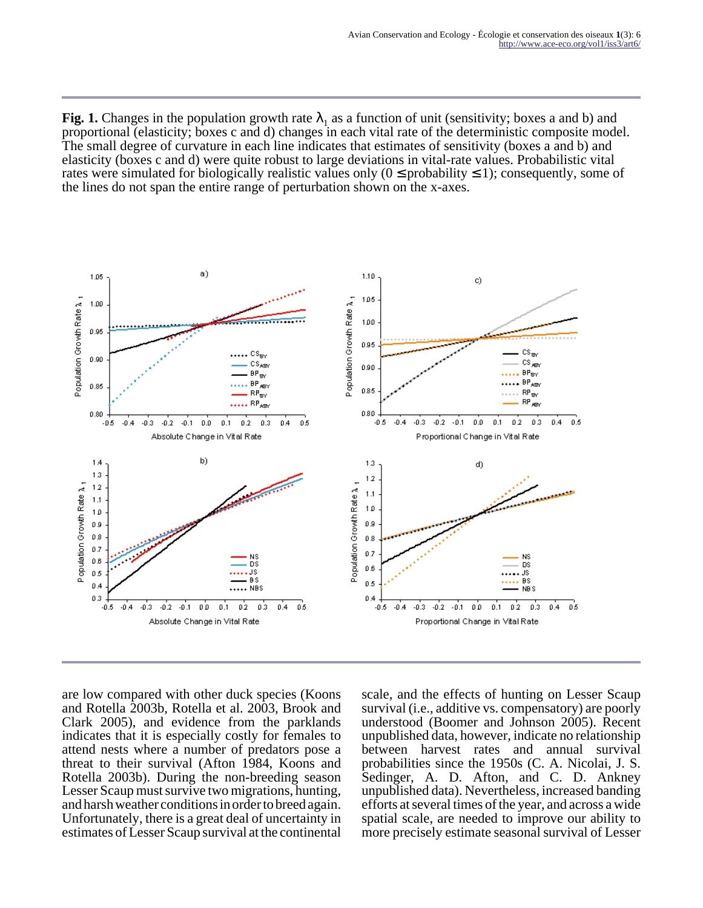**Fig. 1.** Changes in the population growth rate $\lambda_1$ as a function of unit (sensitivity; boxes a and b) and proportional (elasticity; boxes c and d) changes in each vital rate of the deterministic composite model. The small degree of curvature in each line indicates that estimates of sensitivity (boxes a and b) and elasticity (boxes c and d) were quite robust to large deviations in vital-rate values. Probabilistic vital rates were simulated for biologically realistic values only ($0 \leq$ probability $\leq 1$); consequently, some of the lines do not span the entire range of perturbation shown on the x-axes.

are low compared with other duck species (Koons and Rotella 2003b, Rotella et al. 2003, Brook and Clark 2005), and evidence from the parklands indicates that it is especially costly for females to attend nests where a number of predators pose a threat to their survival (Afton 1984, Koons and Rotella 2003b). During the non-breeding season Lesser Scaup must survive two migrations, hunting, and harsh weather conditions in order to breed again. Unfortunately, there is a great deal of uncertainty in estimates of Lesser Scaup survival at the continental scale, and the effects of hunting on Lesser Scaup survival (i.e., additive vs. compensatory) are poorly understood (Boomer and Johnson 2005). Recent unpublished data, however, indicate no relationship between harvest rates and annual survival probabilities since the 1950s (C. A. Nicolai, J. S. Sedinger, A. D. Afton, and C. D. Ankney unpublished data). Nevertheless, increased banding efforts at several times of the year, and across a wide spatial scale, are needed to improve our ability to more precisely estimate seasonal survival of Lesser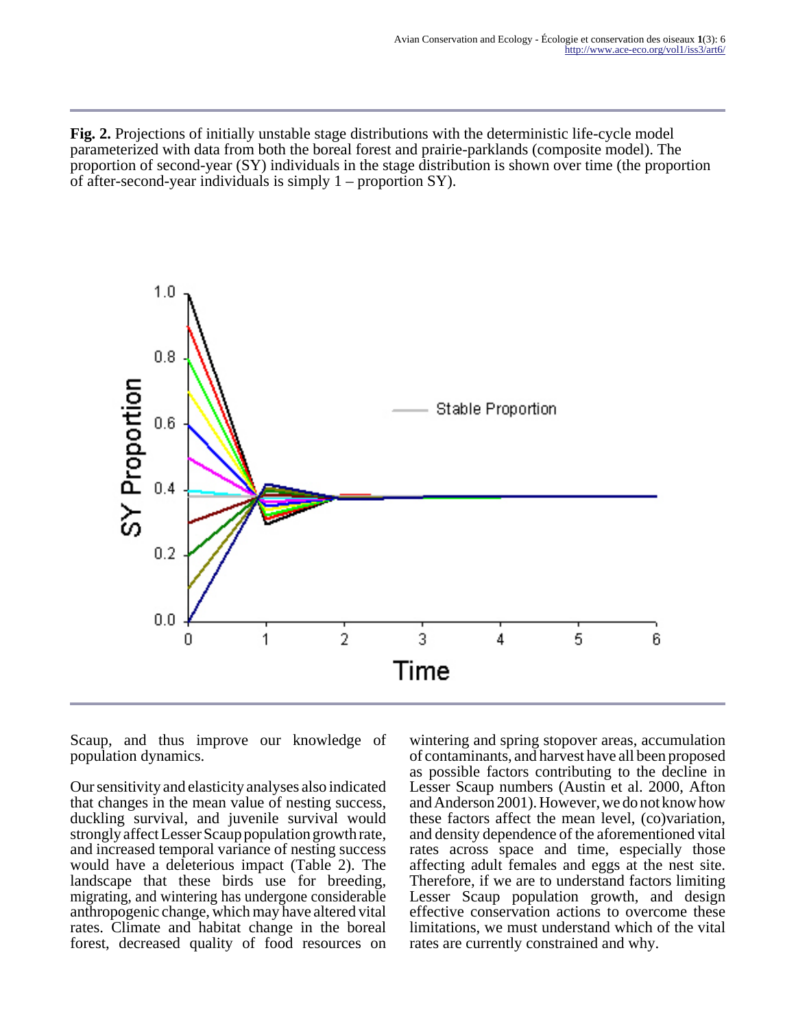**Fig. 2.** Projections of initially unstable stage distributions with the deterministic life-cycle model parameterized with data from both the boreal forest and prairie-parklands (composite model). The proportion of second-year (SY) individuals in the stage distribution is shown over time (the proportion of after-second-year individuals is simply 1 – proportion SY).

Scaup, and thus improve our knowledge of population dynamics.

Our sensitivity and elasticity analyses also indicated that changes in the mean value of nesting success, duckling survival, and juvenile survival would strongly affect Lesser Scaup population growth rate, and increased temporal variance of nesting success would have a deleterious impact (Table 2). The landscape that these birds use for breeding, migrating, and wintering has undergone considerable anthropogenic change, which may have altered vital rates. Climate and habitat change in the boreal forest, decreased quality of food resources on wintering and spring stopover areas, accumulation of contaminants, and harvest have all been proposed as possible factors contributing to the decline in Lesser Scaup numbers (Austin et al. 2000, Afton and Anderson 2001). However, we do not know how these factors affect the mean level, (co)variation, and density dependence of the aforementioned vital rates across space and time, especially those affecting adult females and eggs at the nest site. Therefore, if we are to understand factors limiting Lesser Scaup population growth, and design effective conservation actions to overcome these limitations, we must understand which of the vital rates are currently constrained and why.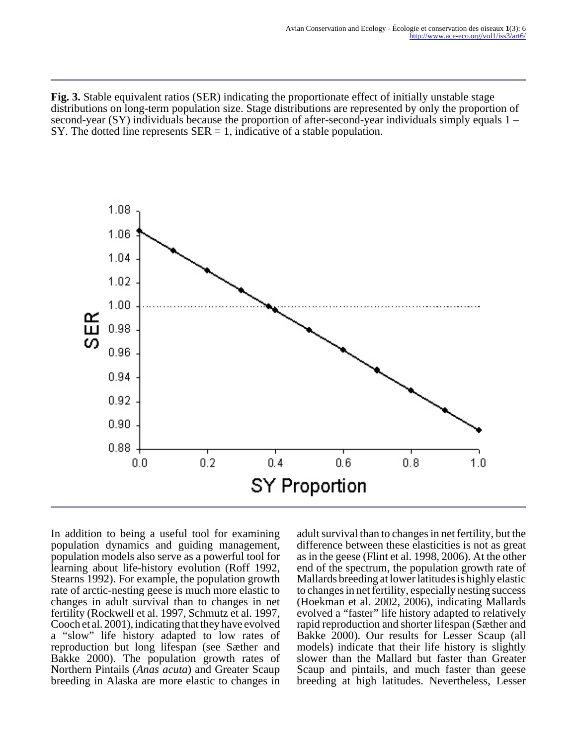**Fig. 3.** Stable equivalent ratios (SER) indicating the proportionate effect of initially unstable stage distributions on long-term population size. Stage distributions are represented by only the proportion of second-year (SY) individuals because the proportion of after-second-year individuals simply equals 1 – SY. The dotted line represents SER = 1, indicative of a stable population.

In addition to being a useful tool for examining population dynamics and guiding management, population models also serve as a powerful tool for learning about life-history evolution (Roff 1992, Stearns 1992). For example, the population growth rate of arctic-nesting geese is much more elastic to changes in adult survival than to changes in net fertility (Rockwell et al. 1997, Schmutz et al. 1997, Cooch et al. 2001), indicating that they have evolved a "slow" life history adapted to low rates of reproduction but long lifespan (see Sæther and Bakke 2000). The population growth rates of Northern Pintails (*Anas acuta*) and Greater Scaup breeding in Alaska are more elastic to changes in adult survival than to changes in net fertility, but the difference between these elasticities is not as great as in the geese (Flint et al. 1998, 2006). At the other end of the spectrum, the population growth rate of Mallards breeding at lower latitudes is highly elastic to changes in net fertility, especially nesting success (Hoekman et al. 2002, 2006), indicating Mallards evolved a "faster" life history adapted to relatively rapid reproduction and shorter lifespan (Sæther and Bakke 2000). Our results for Lesser Scaup (all models) indicate that their life history is slightly slower than the Mallard but faster than Greater Scaup and pintails, and much faster than geese breeding at high latitudes. Nevertheless, Lesser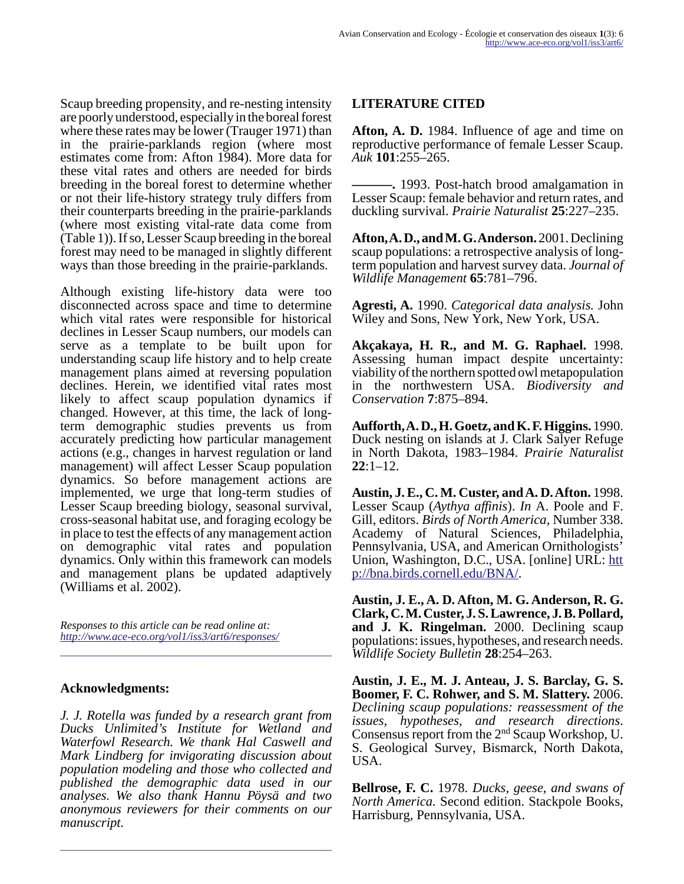Scaup breeding propensity, and re-nesting intensity are poorly understood, especially in the boreal forest where these rates may be lower (Trauger 1971) than in the prairie-parklands region (where most estimates come from: Afton 1984). More data for these vital rates and others are needed for birds breeding in the boreal forest to determine whether or not their life-history strategy truly differs from their counterparts breeding in the prairie-parklands (where most existing vital-rate data come from (Table 1)). If so, Lesser Scaup breeding in the boreal forest may need to be managed in slightly different ways than those breeding in the prairie-parklands.

Although existing life-history data were too disconnected across space and time to determine which vital rates were responsible for historical declines in Lesser Scaup numbers, our models can serve as a template to be built upon for understanding scaup life history and to help create management plans aimed at reversing population declines. Herein, we identified vital rates most likely to affect scaup population dynamics if changed. However, at this time, the lack of long-term demographic studies prevents us from accurately predicting how particular management actions (e.g., changes in harvest regulation or land management) will affect Lesser Scaup population dynamics. So before management actions are implemented, we urge that long-term studies of Lesser Scaup breeding biology, seasonal survival, cross-seasonal habitat use, and foraging ecology be in place to test the effects of any management action on demographic vital rates and population dynamics. Only within this framework can models and management plans be updated adaptively (Williams et al. 2002).

*Responses to this article can be read online at:*
*http://www.ace-eco.org/vol1/iss3/art6/responses/*

## Acknowledgments:

*J. J. Rotella was funded by a research grant from Ducks Unlimited's Institute for Wetland and Waterfowl Research. We thank Hal Caswell and Mark Lindberg for invigorating discussion about population modeling and those who collected and published the demographic data used in our analyses. We also thank Hannu Pöysä and two anonymous reviewers for their comments on our manuscript.*

## LITERATURE CITED

**Afton, A. D.** 1984. Influence of age and time on reproductive performance of female Lesser Scaup. *Auk* **101**:255–265.

**———.** 1993. Post-hatch brood amalgamation in Lesser Scaup: female behavior and return rates, and duckling survival. *Prairie Naturalist* **25**:227–235.

**Afton, A. D., and M. G. Anderson.** 2001. Declining scaup populations: a retrospective analysis of long-term population and harvest survey data. *Journal of Wildlife Management* **65**:781–796.

**Agresti, A.** 1990. *Categorical data analysis.* John Wiley and Sons, New York, New York, USA.

**Akçakaya, H. R., and M. G. Raphael.** 1998. Assessing human impact despite uncertainty: viability of the northern spotted owl metapopulation in the northwestern USA. *Biodiversity and Conservation* **7**:875–894.

**Aufforth, A. D., H. Goetz, and K. F. Higgins.** 1990. Duck nesting on islands at J. Clark Salyer Refuge in North Dakota, 1983–1984. *Prairie Naturalist* **22**:1–12.

**Austin, J. E., C. M. Custer, and A. D. Afton.** 1998. Lesser Scaup (*Aythya affinis*). *In* A. Poole and F. Gill, editors. *Birds of North America,* Number 338. Academy of Natural Sciences, Philadelphia, Pennsylvania, USA, and American Ornithologists' Union, Washington, D.C., USA. [online] URL: http://bna.birds.cornell.edu/BNA/.

**Austin, J. E., A. D. Afton, M. G. Anderson, R. G. Clark, C. M. Custer, J. S. Lawrence, J. B. Pollard, and J. K. Ringelman.** 2000. Declining scaup populations: issues, hypotheses, and research needs. *Wildlife Society Bulletin* **28**:254–263.

**Austin, J. E., M. J. Anteau, J. S. Barclay, G. S. Boomer, F. C. Rohwer, and S. M. Slattery.** 2006. *Declining scaup populations: reassessment of the issues, hypotheses, and research directions.* Consensus report from the 2nd Scaup Workshop, U. S. Geological Survey, Bismarck, North Dakota, USA.

**Bellrose, F. C.** 1978. *Ducks, geese, and swans of North America.* Second edition. Stackpole Books, Harrisburg, Pennsylvania, USA.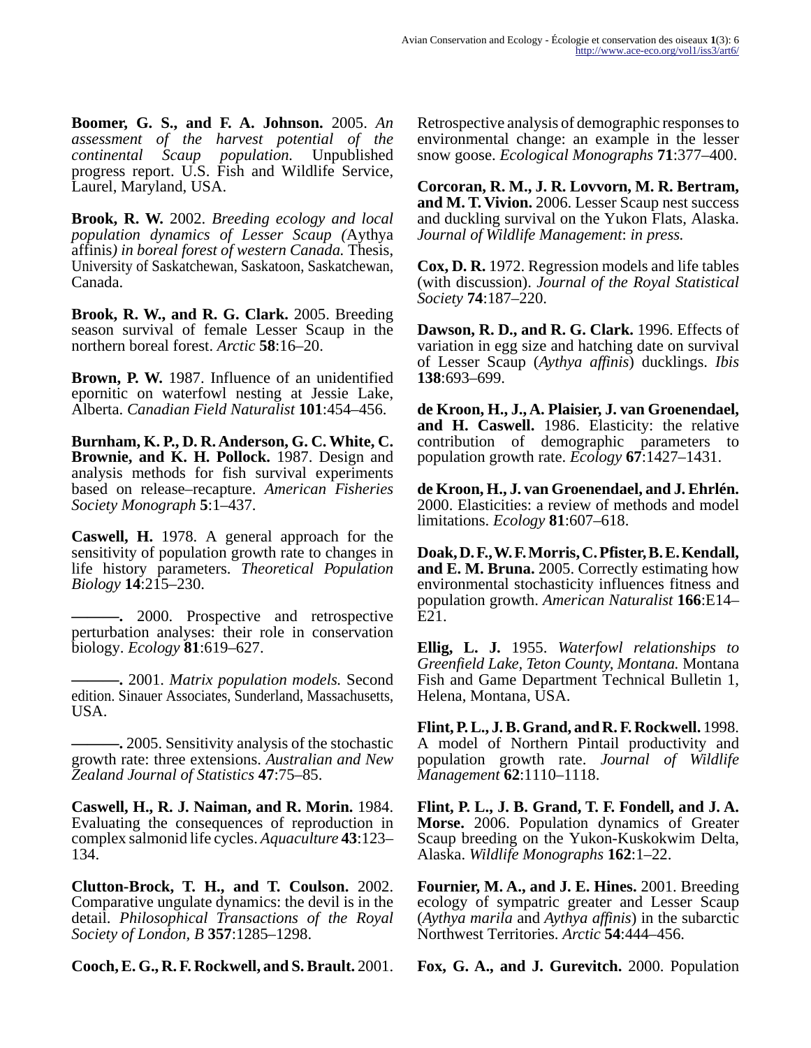**Boomer, G. S., and F. A. Johnson.** 2005. *An assessment of the harvest potential of the continental Scaup population.* Unpublished progress report. U.S. Fish and Wildlife Service, Laurel, Maryland, USA.

**Brook, R. W.** 2002. *Breeding ecology and local population dynamics of Lesser Scaup (*Aythya affinis*) in boreal forest of western Canada.* Thesis, University of Saskatchewan, Saskatoon, Saskatchewan, Canada.

**Brook, R. W., and R. G. Clark.** 2005. Breeding season survival of female Lesser Scaup in the northern boreal forest. *Arctic* **58**:16–20.

**Brown, P. W.** 1987. Influence of an unidentified epornitic on waterfowl nesting at Jessie Lake, Alberta. *Canadian Field Naturalist* **101**:454–456.

**Burnham, K. P., D. R. Anderson, G. C. White, C. Brownie, and K. H. Pollock.** 1987. Design and analysis methods for fish survival experiments based on release–recapture. *American Fisheries Society Monograph* **5**:1–437.

**Caswell, H.** 1978. A general approach for the sensitivity of population growth rate to changes in life history parameters. *Theoretical Population Biology* **14**:215–230.

**———.** 2000. Prospective and retrospective perturbation analyses: their role in conservation biology. *Ecology* **81**:619–627.

**———.** 2001. *Matrix population models.* Second edition. Sinauer Associates, Sunderland, Massachusetts, USA.

**———.** 2005. Sensitivity analysis of the stochastic growth rate: three extensions. *Australian and New Zealand Journal of Statistics* **47**:75–85.

**Caswell, H., R. J. Naiman, and R. Morin.** 1984. Evaluating the consequences of reproduction in complex salmonid life cycles. *Aquaculture* **43**:123–134.

**Clutton-Brock, T. H., and T. Coulson.** 2002. Comparative ungulate dynamics: the devil is in the detail. *Philosophical Transactions of the Royal Society of London, B* **357**:1285–1298.

**Cooch, E. G., R. F. Rockwell, and S. Brault.** 2001. Retrospective analysis of demographic responses to environmental change: an example in the lesser snow goose. *Ecological Monographs* **71**:377–400.

**Corcoran, R. M., J. R. Lovvorn, M. R. Bertram, and M. T. Vivion.** 2006. Lesser Scaup nest success and duckling survival on the Yukon Flats, Alaska. *Journal of Wildlife Management*: *in press.*

**Cox, D. R.** 1972. Regression models and life tables (with discussion). *Journal of the Royal Statistical Society* **74**:187–220.

**Dawson, R. D., and R. G. Clark.** 1996. Effects of variation in egg size and hatching date on survival of Lesser Scaup (*Aythya affinis*) ducklings. *Ibis* **138**:693–699.

**de Kroon, H., J., A. Plaisier, J. van Groenendael, and H. Caswell.** 1986. Elasticity: the relative contribution of demographic parameters to population growth rate. *Ecology* **67**:1427–1431.

**de Kroon, H., J. van Groenendael, and J. Ehrlén.** 2000. Elasticities: a review of methods and model limitations. *Ecology* **81**:607–618.

**Doak, D. F., W. F. Morris, C. Pfister, B. E. Kendall, and E. M. Bruna.** 2005. Correctly estimating how environmental stochasticity influences fitness and population growth. *American Naturalist* **166**:E14–E21.

**Ellig, L. J.** 1955. *Waterfowl relationships to Greenfield Lake, Teton County, Montana.* Montana Fish and Game Department Technical Bulletin 1, Helena, Montana, USA.

**Flint, P. L., J. B. Grand, and R. F. Rockwell.** 1998. A model of Northern Pintail productivity and population growth rate. *Journal of Wildlife Management* **62**:1110–1118.

**Flint, P. L., J. B. Grand, T. F. Fondell, and J. A. Morse.** 2006. Population dynamics of Greater Scaup breeding on the Yukon-Kuskokwim Delta, Alaska. *Wildlife Monographs* **162**:1–22.

**Fournier, M. A., and J. E. Hines.** 2001. Breeding ecology of sympatric greater and Lesser Scaup (*Aythya marila* and *Aythya affinis*) in the subarctic Northwest Territories. *Arctic* **54**:444–456.

**Fox, G. A., and J. Gurevitch.** 2000. Population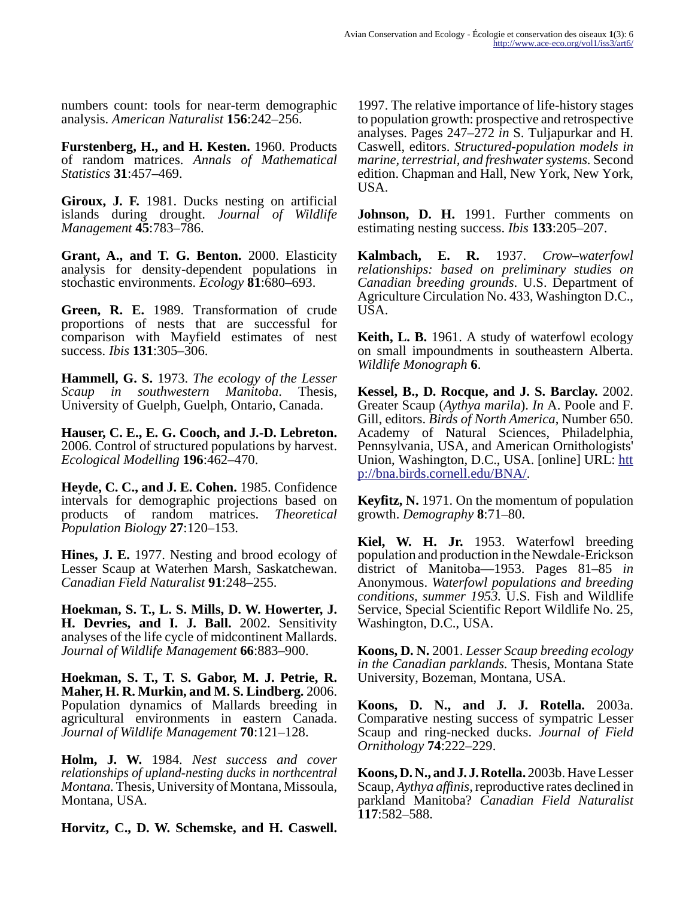numbers count: tools for near-term demographic analysis. *American Naturalist* **156**:242–256.

**Furstenberg, H., and H. Kesten.** 1960. Products of random matrices. *Annals of Mathematical Statistics* **31**:457–469.

**Giroux, J. F.** 1981. Ducks nesting on artificial islands during drought. *Journal of Wildlife Management* **45**:783–786.

**Grant, A., and T. G. Benton.** 2000. Elasticity analysis for density-dependent populations in stochastic environments. *Ecology* **81**:680–693.

**Green, R. E.** 1989. Transformation of crude proportions of nests that are successful for comparison with Mayfield estimates of nest success. *Ibis* **131**:305–306.

**Hammell, G. S.** 1973. *The ecology of the Lesser Scaup in southwestern Manitoba*. Thesis, University of Guelph, Guelph, Ontario, Canada.

**Hauser, C. E., E. G. Cooch, and J.-D. Lebreton.** 2006. Control of structured populations by harvest. *Ecological Modelling* **196**:462–470.

**Heyde, C. C., and J. E. Cohen.** 1985. Confidence intervals for demographic projections based on products of random matrices. *Theoretical Population Biology* **27**:120–153.

**Hines, J. E.** 1977. Nesting and brood ecology of Lesser Scaup at Waterhen Marsh, Saskatchewan. *Canadian Field Naturalist* **91**:248–255.

**Hoekman, S. T., L. S. Mills, D. W. Howerter, J. H. Devries, and I. J. Ball.** 2002. Sensitivity analyses of the life cycle of midcontinent Mallards. *Journal of Wildlife Management* **66**:883–900.

**Hoekman, S. T., T. S. Gabor, M. J. Petrie, R. Maher, H. R. Murkin, and M. S. Lindberg.** 2006. Population dynamics of Mallards breeding in agricultural environments in eastern Canada. *Journal of Wildlife Management* **70**:121–128.

**Holm, J. W.** 1984. *Nest success and cover relationships of upland-nesting ducks in northcentral Montana.* Thesis, University of Montana, Missoula, Montana, USA.

**Horvitz, C., D. W. Schemske, and H. Caswell.** 1997. The relative importance of life-history stages to population growth: prospective and retrospective analyses. Pages 247–272 *in* S. Tuljapurkar and H. Caswell, editors. *Structured-population models in marine, terrestrial, and freshwater systems.* Second edition. Chapman and Hall, New York, New York, USA.

**Johnson, D. H.** 1991. Further comments on estimating nesting success. *Ibis* **133**:205–207.

**Kalmbach, E. R.** 1937. *Crow–waterfowl relationships: based on preliminary studies on Canadian breeding grounds*. U.S. Department of Agriculture Circulation No. 433, Washington D.C., USA.

**Keith, L. B.** 1961. A study of waterfowl ecology on small impoundments in southeastern Alberta. *Wildlife Monograph* **6**.

**Kessel, B., D. Rocque, and J. S. Barclay.** 2002. Greater Scaup (*Aythya marila*). *In* A. Poole and F. Gill, editors. *Birds of North America*, Number 650. Academy of Natural Sciences, Philadelphia, Pennsylvania, USA, and American Ornithologists' Union, Washington, D.C., USA. [online] URL: http://bna.birds.cornell.edu/BNA/.

**Keyfitz, N.** 1971. On the momentum of population growth. *Demography* **8**:71–80.

**Kiel, W. H. Jr.** 1953. Waterfowl breeding population and production in the Newdale-Erickson district of Manitoba—1953. Pages 81–85 *in* Anonymous. *Waterfowl populations and breeding conditions, summer 1953.* U.S. Fish and Wildlife Service, Special Scientific Report Wildlife No. 25, Washington, D.C., USA.

**Koons, D. N.** 2001. *Lesser Scaup breeding ecology in the Canadian parklands.* Thesis, Montana State University, Bozeman, Montana, USA.

**Koons, D. N., and J. J. Rotella.** 2003a. Comparative nesting success of sympatric Lesser Scaup and ring-necked ducks. *Journal of Field Ornithology* **74**:222–229.

**Koons, D. N., and J. J. Rotella.** 2003b. Have Lesser Scaup, *Aythya affinis*, reproductive rates declined in parkland Manitoba? *Canadian Field Naturalist* **117**:582–588.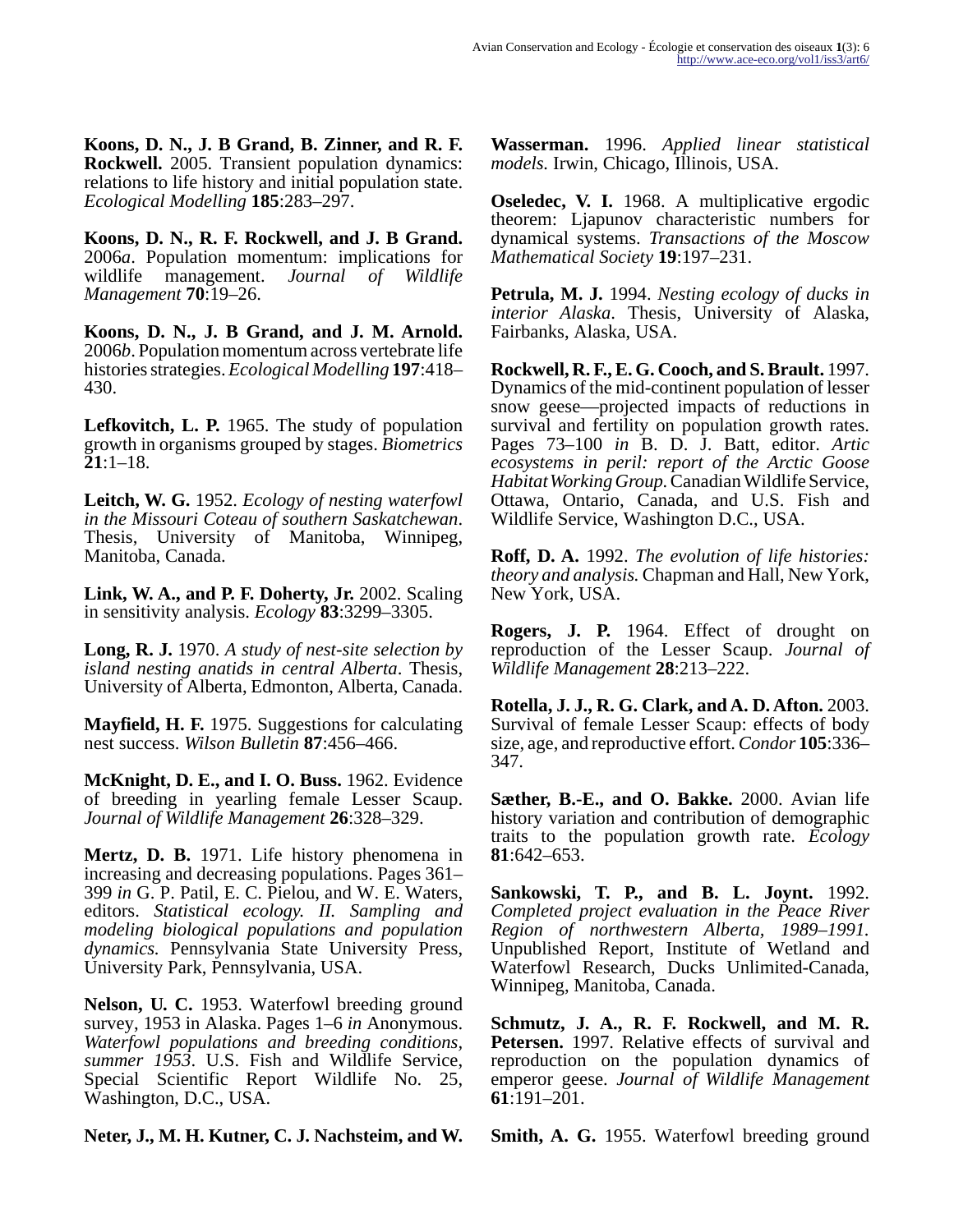**Koons, D. N., J. B Grand, B. Zinner, and R. F. Rockwell.** 2005. Transient population dynamics: relations to life history and initial population state. *Ecological Modelling* **185**:283–297.

**Koons, D. N., R. F. Rockwell, and J. B Grand.** 2006*a*. Population momentum: implications for wildlife management. *Journal of Wildlife Management* **70**:19–26.

**Koons, D. N., J. B Grand, and J. M. Arnold.** 2006*b*. Population momentum across vertebrate life histories strategies. *Ecological Modelling* **197**:418–430.

**Lefkovitch, L. P.** 1965. The study of population growth in organisms grouped by stages. *Biometrics* **21**:1–18.

**Leitch, W. G.** 1952. *Ecology of nesting waterfowl in the Missouri Coteau of southern Saskatchewan*. Thesis, University of Manitoba, Winnipeg, Manitoba, Canada.

**Link, W. A., and P. F. Doherty, Jr.** 2002. Scaling in sensitivity analysis. *Ecology* **83**:3299–3305.

**Long, R. J.** 1970. *A study of nest-site selection by island nesting anatids in central Alberta*. Thesis, University of Alberta, Edmonton, Alberta, Canada.

**Mayfield, H. F.** 1975. Suggestions for calculating nest success. *Wilson Bulletin* **87**:456–466.

**McKnight, D. E., and I. O. Buss.** 1962. Evidence of breeding in yearling female Lesser Scaup. *Journal of Wildlife Management* **26**:328–329.

**Mertz, D. B.** 1971. Life history phenomena in increasing and decreasing populations. Pages 361–399 *in* G. P. Patil, E. C. Pielou, and W. E. Waters, editors. *Statistical ecology. II. Sampling and modeling biological populations and population dynamics.* Pennsylvania State University Press, University Park, Pennsylvania, USA.

**Nelson, U. C.** 1953. Waterfowl breeding ground survey, 1953 in Alaska. Pages 1–6 *in* Anonymous. *Waterfowl populations and breeding conditions, summer 1953*. U.S. Fish and Wildlife Service, Special Scientific Report Wildlife No. 25, Washington, D.C., USA.

**Neter, J., M. H. Kutner, C. J. Nachsteim, and W. Wasserman.** 1996. *Applied linear statistical models.* Irwin, Chicago, Illinois, USA.

**Oseledec, V. I.** 1968. A multiplicative ergodic theorem: Ljapunov characteristic numbers for dynamical systems. *Transactions of the Moscow Mathematical Society* **19**:197–231.

**Petrula, M. J.** 1994. *Nesting ecology of ducks in interior Alaska*. Thesis, University of Alaska, Fairbanks, Alaska, USA.

**Rockwell, R. F., E. G. Cooch, and S. Brault.** 1997. Dynamics of the mid-continent population of lesser snow geese—projected impacts of reductions in survival and fertility on population growth rates. Pages 73–100 *in* B. D. J. Batt, editor. *Artic ecosystems in peril: report of the Arctic Goose Habitat Working Group.* Canadian Wildlife Service, Ottawa, Ontario, Canada, and U.S. Fish and Wildlife Service, Washington D.C., USA.

**Roff, D. A.** 1992. *The evolution of life histories: theory and analysis.* Chapman and Hall, New York, New York, USA.

**Rogers, J. P.** 1964. Effect of drought on reproduction of the Lesser Scaup. *Journal of Wildlife Management* **28**:213–222.

**Rotella, J. J., R. G. Clark, and A. D. Afton.** 2003. Survival of female Lesser Scaup: effects of body size, age, and reproductive effort. *Condor* **105**:336–347.

**Sæther, B.-E., and O. Bakke.** 2000. Avian life history variation and contribution of demographic traits to the population growth rate. *Ecology* **81**:642–653.

**Sankowski, T. P., and B. L. Joynt.** 1992. *Completed project evaluation in the Peace River Region of northwestern Alberta, 1989–1991.* Unpublished Report, Institute of Wetland and Waterfowl Research, Ducks Unlimited-Canada, Winnipeg, Manitoba, Canada.

**Schmutz, J. A., R. F. Rockwell, and M. R. Petersen.** 1997. Relative effects of survival and reproduction on the population dynamics of emperor geese. *Journal of Wildlife Management* **61**:191–201.

**Smith, A. G.** 1955. Waterfowl breeding ground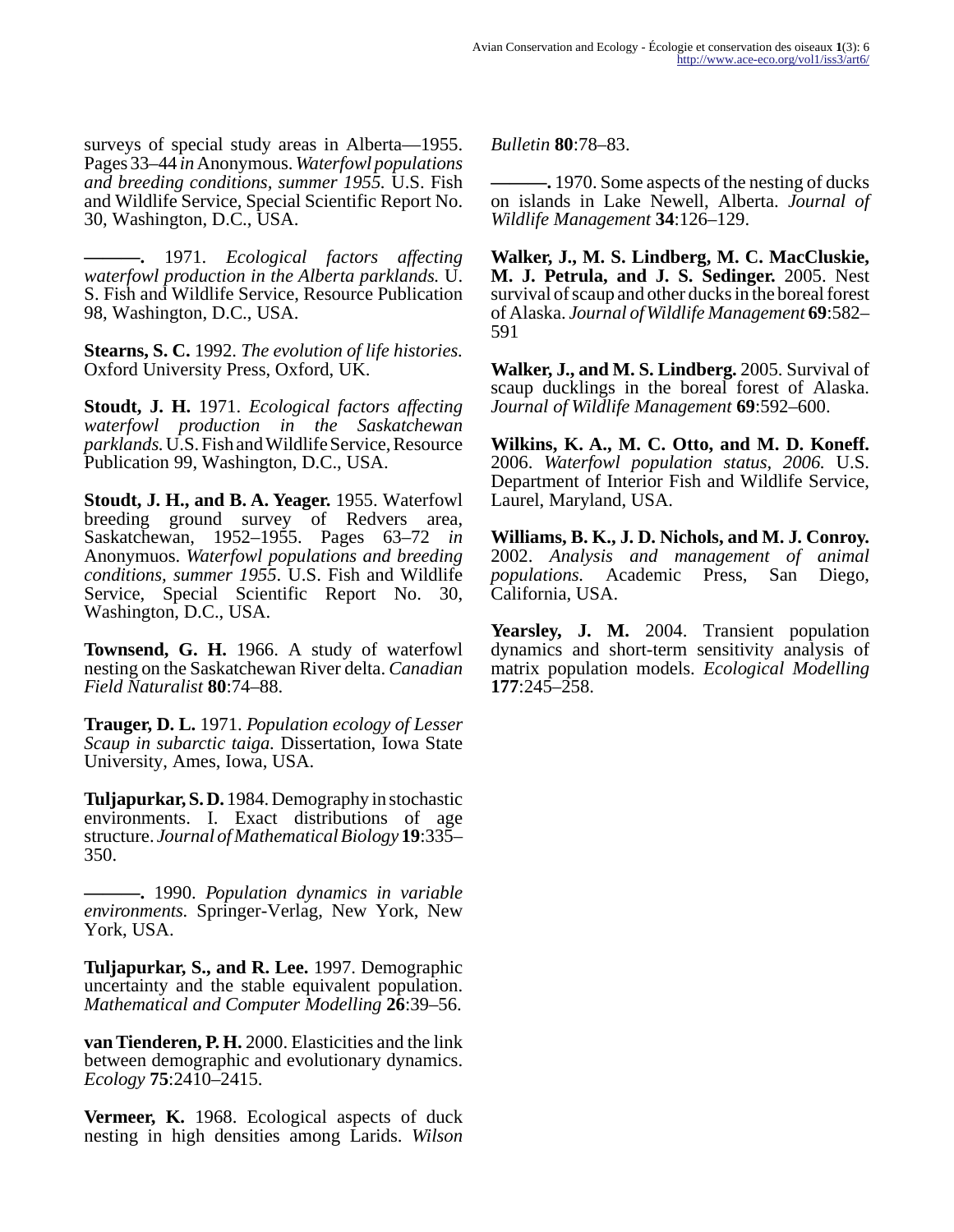surveys of special study areas in Alberta—1955. Pages 33–44 *in* Anonymous. *Waterfowl populations and breeding conditions, summer 1955.* U.S. Fish and Wildlife Service, Special Scientific Report No. 30, Washington, D.C., USA.

**———.** 1971. *Ecological factors affecting waterfowl production in the Alberta parklands.* U. S. Fish and Wildlife Service, Resource Publication 98, Washington, D.C., USA.

**Stearns, S. C.** 1992. *The evolution of life histories.* Oxford University Press, Oxford, UK.

**Stoudt, J. H.** 1971. *Ecological factors affecting waterfowl production in the Saskatchewan parklands.* U.S. Fish and Wildlife Service, Resource Publication 99, Washington, D.C., USA.

**Stoudt, J. H., and B. A. Yeager.** 1955. Waterfowl breeding ground survey of Redvers area, Saskatchewan, 1952–1955. Pages 63–72 *in* Anonymuos. *Waterfowl populations and breeding conditions, summer 1955*. U.S. Fish and Wildlife Service, Special Scientific Report No. 30, Washington, D.C., USA.

**Townsend, G. H.** 1966. A study of waterfowl nesting on the Saskatchewan River delta. *Canadian Field Naturalist* **80**:74–88.

**Trauger, D. L.** 1971. *Population ecology of Lesser Scaup in subarctic taiga.* Dissertation, Iowa State University, Ames, Iowa, USA.

**Tuljapurkar, S. D.** 1984. Demography in stochastic environments. I. Exact distributions of age structure. *Journal of Mathematical Biology* **19**:335–350.

**———.** 1990. *Population dynamics in variable environments.* Springer-Verlag, New York, New York, USA.

**Tuljapurkar, S., and R. Lee.** 1997. Demographic uncertainty and the stable equivalent population. *Mathematical and Computer Modelling* **26**:39–56.

**van Tienderen, P. H.** 2000. Elasticities and the link between demographic and evolutionary dynamics. *Ecology* **75**:2410–2415.

**Vermeer, K.** 1968. Ecological aspects of duck nesting in high densities among Larids. *Wilson Bulletin* **80**:78–83.

**———.** 1970. Some aspects of the nesting of ducks on islands in Lake Newell, Alberta. *Journal of Wildlife Management* **34**:126–129.

**Walker, J., M. S. Lindberg, M. C. MacCluskie, M. J. Petrula, and J. S. Sedinger.** 2005. Nest survival of scaup and other ducks in the boreal forest of Alaska. *Journal of Wildlife Management* **69**:582–591

**Walker, J., and M. S. Lindberg.** 2005. Survival of scaup ducklings in the boreal forest of Alaska. *Journal of Wildlife Management* **69**:592–600.

**Wilkins, K. A., M. C. Otto, and M. D. Koneff.** 2006. *Waterfowl population status, 2006.* U.S. Department of Interior Fish and Wildlife Service, Laurel, Maryland, USA.

**Williams, B. K., J. D. Nichols, and M. J. Conroy.** 2002. *Analysis and management of animal populations.* Academic Press, San Diego, California, USA.

**Yearsley, J. M.** 2004. Transient population dynamics and short-term sensitivity analysis of matrix population models. *Ecological Modelling* **177**:245–258.